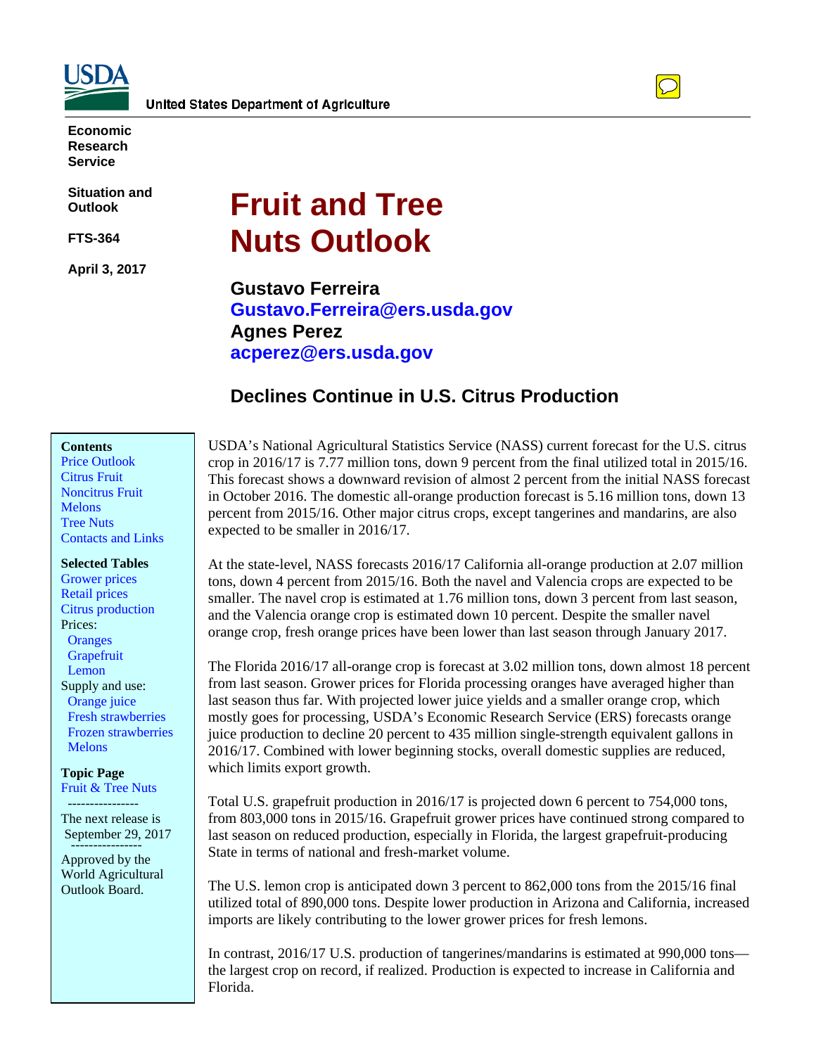United States Department of Agriculture

**Economic Research Service**

**Situation and Outlook**

**FTS-364**

**April 3, 2017**

# Fruit and Tree Nuts Outlook

**Gustavo Ferreira**
**Gustavo.Ferreira@ers.usda.gov**
**Agnes Perez**
**acperez@ers.usda.gov**

## Declines Continue in U.S. Citrus Production

**Contents**
- Price Outlook
- Citrus Fruit
- Noncitrus Fruit
- Melons
- Tree Nuts
- Contacts and Links

**Selected Tables**
- Grower prices
- Retail prices
- Citrus production
- Prices:
  - Oranges
  - Grapefruit
  - Lemon
- Supply and use:
  - Orange juice
  - Fresh strawberries
  - Frozen strawberries
  - Melons

**Topic Page**
Fruit & Tree Nuts

----------------

The next release is September 29, 2017

----------------

Approved by the World Agricultural Outlook Board.

USDA's National Agricultural Statistics Service (NASS) current forecast for the U.S. citrus crop in 2016/17 is 7.77 million tons, down 9 percent from the final utilized total in 2015/16. This forecast shows a downward revision of almost 2 percent from the initial NASS forecast in October 2016. The domestic all-orange production forecast is 5.16 million tons, down 13 percent from 2015/16. Other major citrus crops, except tangerines and mandarins, are also expected to be smaller in 2016/17.

At the state-level, NASS forecasts 2016/17 California all-orange production at 2.07 million tons, down 4 percent from 2015/16. Both the navel and Valencia crops are expected to be smaller. The navel crop is estimated at 1.76 million tons, down 3 percent from last season, and the Valencia orange crop is estimated down 10 percent. Despite the smaller navel orange crop, fresh orange prices have been lower than last season through January 2017.

The Florida 2016/17 all-orange crop is forecast at 3.02 million tons, down almost 18 percent from last season. Grower prices for Florida processing oranges have averaged higher than last season thus far. With projected lower juice yields and a smaller orange crop, which mostly goes for processing, USDA's Economic Research Service (ERS) forecasts orange juice production to decline 20 percent to 435 million single-strength equivalent gallons in 2016/17. Combined with lower beginning stocks, overall domestic supplies are reduced, which limits export growth.

Total U.S. grapefruit production in 2016/17 is projected down 6 percent to 754,000 tons, from 803,000 tons in 2015/16. Grapefruit grower prices have continued strong compared to last season on reduced production, especially in Florida, the largest grapefruit-producing State in terms of national and fresh-market volume.

The U.S. lemon crop is anticipated down 3 percent to 862,000 tons from the 2015/16 final utilized total of 890,000 tons. Despite lower production in Arizona and California, increased imports are likely contributing to the lower grower prices for fresh lemons.

In contrast, 2016/17 U.S. production of tangerines/mandarins is estimated at 990,000 tons—the largest crop on record, if realized. Production is expected to increase in California and Florida.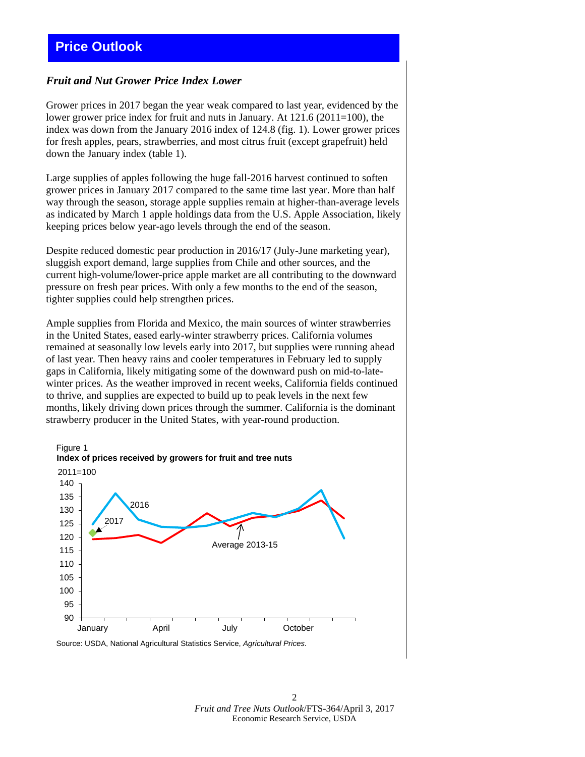# Price Outlook

### *Fruit and Nut Grower Price Index Lower*

Grower prices in 2017 began the year weak compared to last year, evidenced by the lower grower price index for fruit and nuts in January. At 121.6 (2011=100), the index was down from the January 2016 index of 124.8 (fig. 1). Lower grower prices for fresh apples, pears, strawberries, and most citrus fruit (except grapefruit) held down the January index (table 1).

Large supplies of apples following the huge fall-2016 harvest continued to soften grower prices in January 2017 compared to the same time last year. More than half way through the season, storage apple supplies remain at higher-than-average levels as indicated by March 1 apple holdings data from the U.S. Apple Association, likely keeping prices below year-ago levels through the end of the season.

Despite reduced domestic pear production in 2016/17 (July-June marketing year), sluggish export demand, large supplies from Chile and other sources, and the current high-volume/lower-price apple market are all contributing to the downward pressure on fresh pear prices. With only a few months to the end of the season, tighter supplies could help strengthen prices.

Ample supplies from Florida and Mexico, the main sources of winter strawberries in the United States, eased early-winter strawberry prices. California volumes remained at seasonally low levels early into 2017, but supplies were running ahead of last year. Then heavy rains and cooler temperatures in February led to supply gaps in California, likely mitigating some of the downward push on mid-to-late-winter prices. As the weather improved in recent weeks, California fields continued to thrive, and supplies are expected to build up to peak levels in the next few months, likely driving down prices through the summer. California is the dominant strawberry producer in the United States, with year-round production.

Figure 1
**Index of prices received by growers for fruit and tree nuts**

Source: USDA, National Agricultural Statistics Service, *Agricultural Prices.*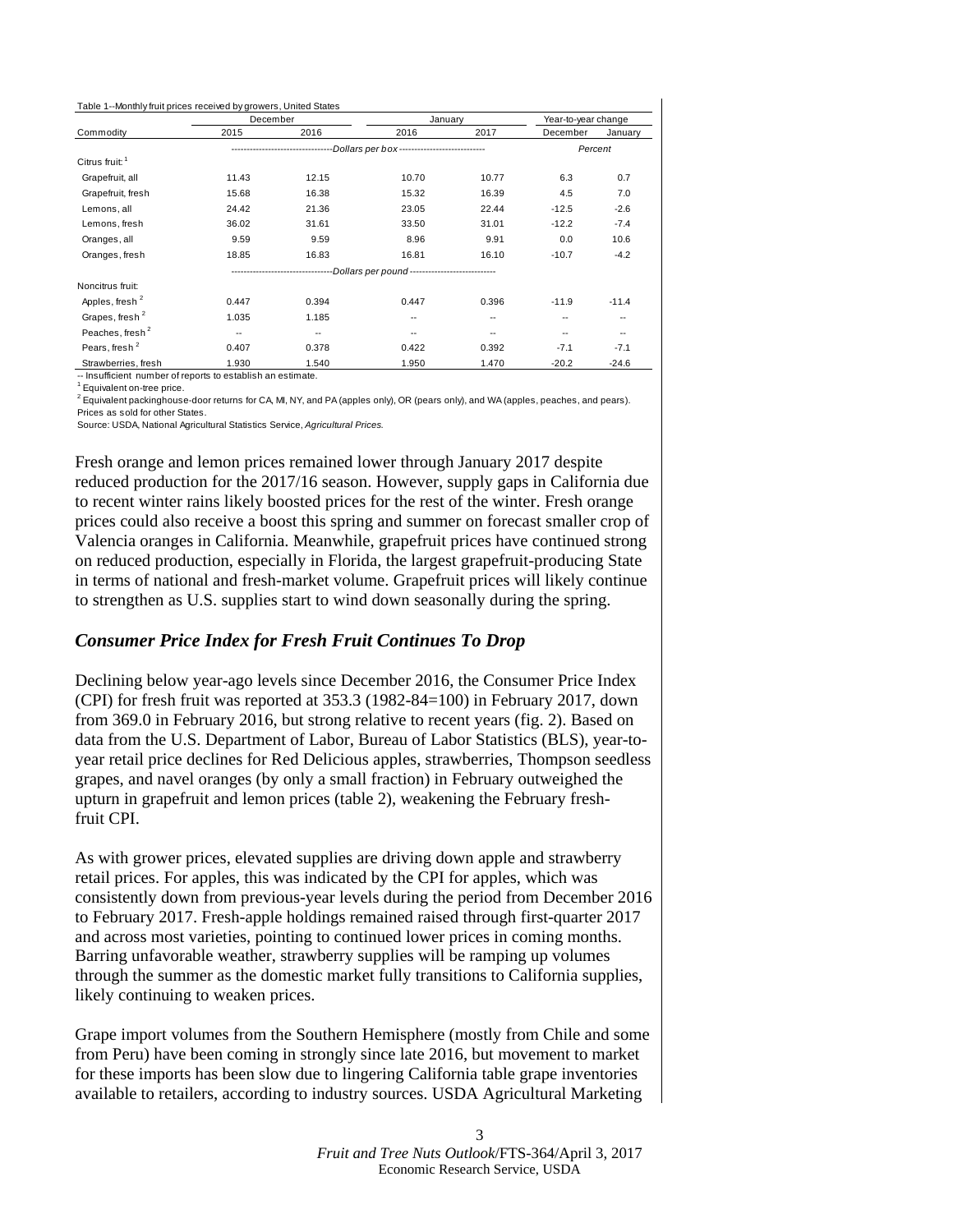Table 1--Monthly fruit prices received by growers, United States

| Commodity | December | | January | | Year-to-year change | |
|---|---|---|---|---|---|---|
| | 2015 | 2016 | 2016 | 2017 | December | January |
| | Dollars per box | | | | Percent | |
| Citrus fruit:[1] | | | | | | |
| Grapefruit, all | 11.43 | 12.15 | 10.70 | 10.77 | 6.3 | 0.7 |
| Grapefruit, fresh | 15.68 | 16.38 | 15.32 | 16.39 | 4.5 | 7.0 |
| Lemons, all | 24.42 | 21.36 | 23.05 | 22.44 | -12.5 | -2.6 |
| Lemons, fresh | 36.02 | 31.61 | 33.50 | 31.01 | -12.2 | -7.4 |
| Oranges, all | 9.59 | 9.59 | 8.96 | 9.91 | 0.0 | 10.6 |
| Oranges, fresh | 18.85 | 16.83 | 16.81 | 16.10 | -10.7 | -4.2 |
| | Dollars per pound | | | | | |
| Noncitrus fruit: | | | | | | |
| Apples, fresh[2] | 0.447 | 0.394 | 0.447 | 0.396 | -11.9 | -11.4 |
| Grapes, fresh[2] | 1.035 | 1.185 | -- | -- | -- | -- |
| Peaches, fresh[2] | -- | -- | -- | -- | -- | -- |
| Pears, fresh[2] | 0.407 | 0.378 | 0.422 | 0.392 | -7.1 | -7.1 |
| Strawberries, fresh | 1.930 | 1.540 | 1.950 | 1.470 | -20.2 | -24.6 |

-- Insufficient number of reports to establish an estimate.

[1] Equivalent on-tree price.

[2] Equivalent packinghouse-door returns for CA, MI, NY, and PA (apples only), OR (pears only), and WA (apples, peaches, and pears). Prices as sold for other States.

Source: USDA, National Agricultural Statistics Service, *Agricultural Prices.*

Fresh orange and lemon prices remained lower through January 2017 despite reduced production for the 2017/16 season. However, supply gaps in California due to recent winter rains likely boosted prices for the rest of the winter. Fresh orange prices could also receive a boost this spring and summer on forecast smaller crop of Valencia oranges in California. Meanwhile, grapefruit prices have continued strong on reduced production, especially in Florida, the largest grapefruit-producing State in terms of national and fresh-market volume. Grapefruit prices will likely continue to strengthen as U.S. supplies start to wind down seasonally during the spring.

## *Consumer Price Index for Fresh Fruit Continues To Drop*

Declining below year-ago levels since December 2016, the Consumer Price Index (CPI) for fresh fruit was reported at 353.3 (1982-84=100) in February 2017, down from 369.0 in February 2016, but strong relative to recent years (fig. 2). Based on data from the U.S. Department of Labor, Bureau of Labor Statistics (BLS), year-to-year retail price declines for Red Delicious apples, strawberries, Thompson seedless grapes, and navel oranges (by only a small fraction) in February outweighed the upturn in grapefruit and lemon prices (table 2), weakening the February fresh-fruit CPI.

As with grower prices, elevated supplies are driving down apple and strawberry retail prices. For apples, this was indicated by the CPI for apples, which was consistently down from previous-year levels during the period from December 2016 to February 2017. Fresh-apple holdings remained raised through first-quarter 2017 and across most varieties, pointing to continued lower prices in coming months. Barring unfavorable weather, strawberry supplies will be ramping up volumes through the summer as the domestic market fully transitions to California supplies, likely continuing to weaken prices.

Grape import volumes from the Southern Hemisphere (mostly from Chile and some from Peru) have been coming in strongly since late 2016, but movement to market for these imports has been slow due to lingering California table grape inventories available to retailers, according to industry sources. USDA Agricultural Marketing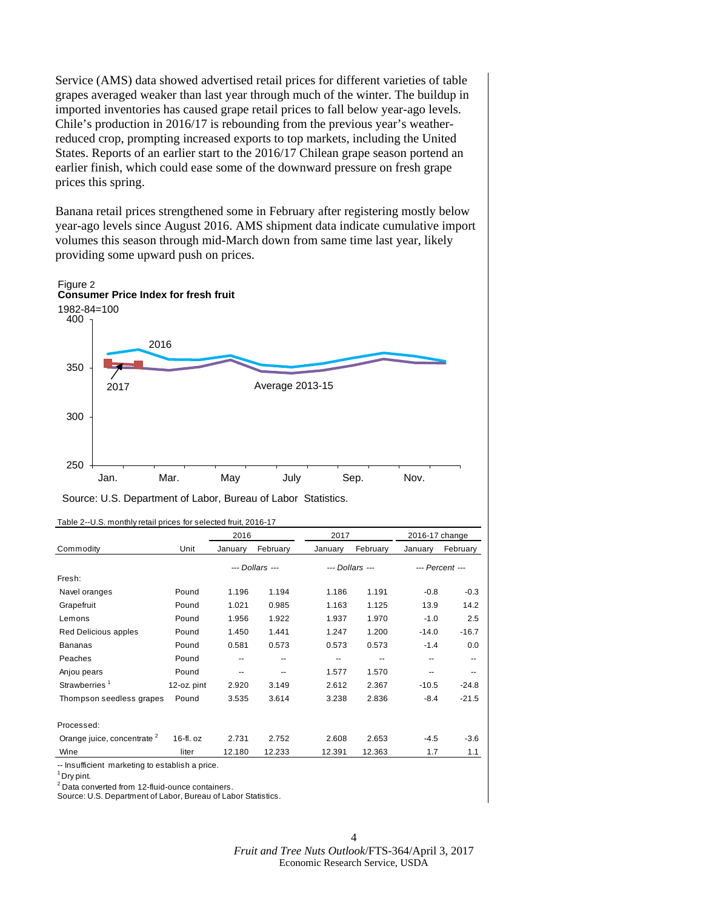Service (AMS) data showed advertised retail prices for different varieties of table grapes averaged weaker than last year through much of the winter. The buildup in imported inventories has caused grape retail prices to fall below year-ago levels. Chile's production in 2016/17 is rebounding from the previous year's weather-reduced crop, prompting increased exports to top markets, including the United States. Reports of an earlier start to the 2016/17 Chilean grape season portend an earlier finish, which could ease some of the downward pressure on fresh grape prices this spring.

Banana retail prices strengthened some in February after registering mostly below year-ago levels since August 2016. AMS shipment data indicate cumulative import volumes this season through mid-March down from same time last year, likely providing some upward push on prices.

Figure 2
**Consumer Price Index for fresh fruit**

1982-84=100

Source: U.S. Department of Labor, Bureau of Labor Statistics.

Table 2--U.S. monthly retail prices for selected fruit, 2016-17

| Commodity | Unit | 2016 January | 2016 February | 2017 January | 2017 February | 2016-17 change January | 2016-17 change February |
|---|---|---|---|---|---|---|---|
| | | --- Dollars --- | | --- Dollars --- | | --- Percent --- | |
| Fresh: | | | | | | | |
| Navel oranges | Pound | 1.196 | 1.194 | 1.186 | 1.191 | -0.8 | -0.3 |
| Grapefruit | Pound | 1.021 | 0.985 | 1.163 | 1.125 | 13.9 | 14.2 |
| Lemons | Pound | 1.956 | 1.922 | 1.937 | 1.970 | -1.0 | 2.5 |
| Red Delicious apples | Pound | 1.450 | 1.441 | 1.247 | 1.200 | -14.0 | -16.7 |
| Bananas | Pound | 0.581 | 0.573 | 0.573 | 0.573 | -1.4 | 0.0 |
| Peaches | Pound | -- | -- | -- | -- | -- | -- |
| Anjou pears | Pound | -- | -- | 1.577 | 1.570 | -- | -- |
| Strawberries [1] | 12-oz. pint | 2.920 | 3.149 | 2.612 | 2.367 | -10.5 | -24.8 |
| Thompson seedless grapes | Pound | 3.535 | 3.614 | 3.238 | 2.836 | -8.4 | -21.5 |
| Processed: | | | | | | | |
| Orange juice, concentrate [2] | 16-fl. oz | 2.731 | 2.752 | 2.608 | 2.653 | -4.5 | -3.6 |
| Wine | liter | 12.180 | 12.233 | 12.391 | 12.363 | 1.7 | 1.1 |

-- Insufficient marketing to establish a price.
[1] Dry pint.
[2] Data converted from 12-fluid-ounce containers.
Source: U.S. Department of Labor, Bureau of Labor Statistics.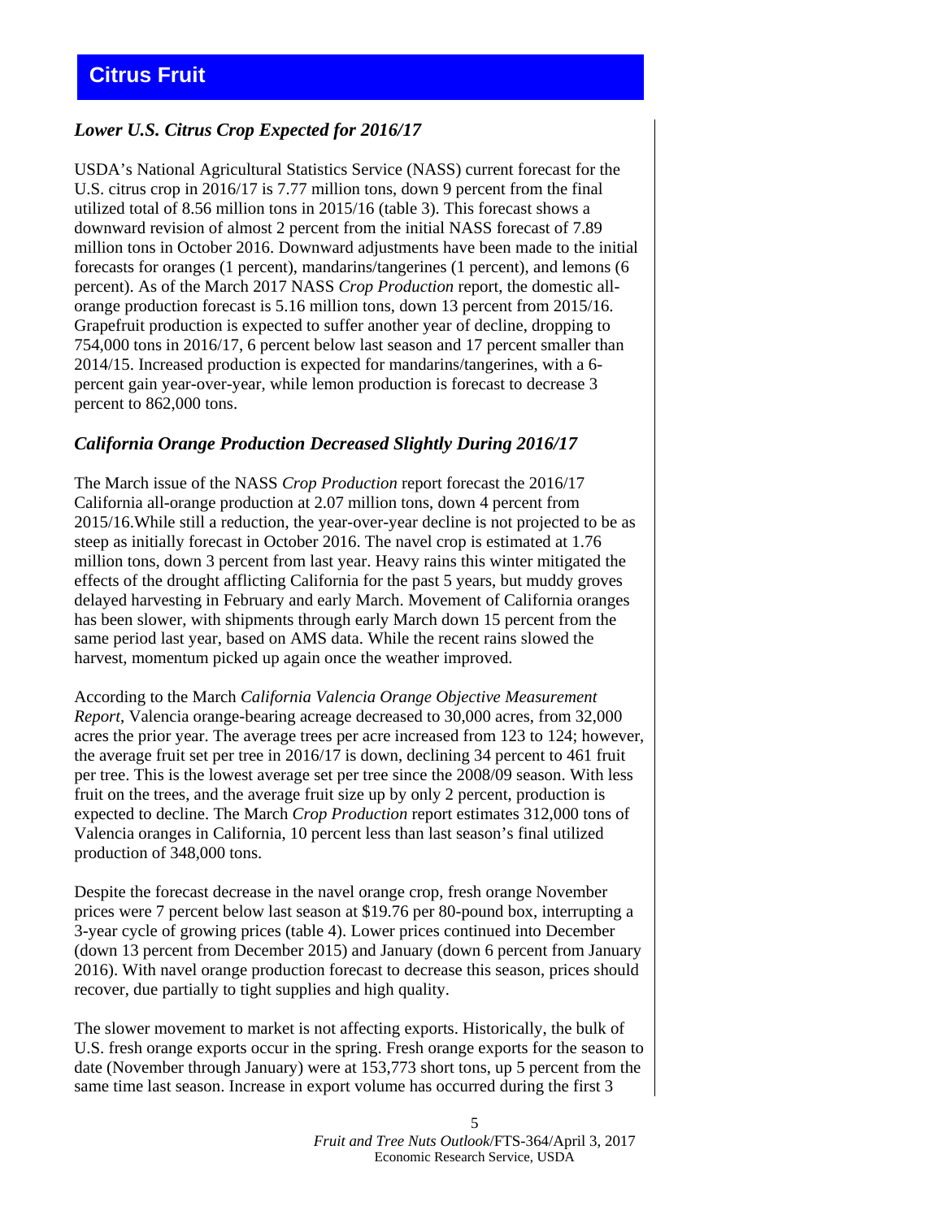# Citrus Fruit

### *Lower U.S. Citrus Crop Expected for 2016/17*

USDA's National Agricultural Statistics Service (NASS) current forecast for the U.S. citrus crop in 2016/17 is 7.77 million tons, down 9 percent from the final utilized total of 8.56 million tons in 2015/16 (table 3). This forecast shows a downward revision of almost 2 percent from the initial NASS forecast of 7.89 million tons in October 2016. Downward adjustments have been made to the initial forecasts for oranges (1 percent), mandarins/tangerines (1 percent), and lemons (6 percent). As of the March 2017 NASS *Crop Production* report, the domestic all-orange production forecast is 5.16 million tons, down 13 percent from 2015/16. Grapefruit production is expected to suffer another year of decline, dropping to 754,000 tons in 2016/17, 6 percent below last season and 17 percent smaller than 2014/15. Increased production is expected for mandarins/tangerines, with a 6-percent gain year-over-year, while lemon production is forecast to decrease 3 percent to 862,000 tons.

### *California Orange Production Decreased Slightly During 2016/17*

The March issue of the NASS *Crop Production* report forecast the 2016/17 California all-orange production at 2.07 million tons, down 4 percent from 2015/16.While still a reduction, the year-over-year decline is not projected to be as steep as initially forecast in October 2016. The navel crop is estimated at 1.76 million tons, down 3 percent from last year. Heavy rains this winter mitigated the effects of the drought afflicting California for the past 5 years, but muddy groves delayed harvesting in February and early March. Movement of California oranges has been slower, with shipments through early March down 15 percent from the same period last year, based on AMS data. While the recent rains slowed the harvest, momentum picked up again once the weather improved.

According to the March *California Valencia Orange Objective Measurement Report*, Valencia orange-bearing acreage decreased to 30,000 acres, from 32,000 acres the prior year. The average trees per acre increased from 123 to 124; however, the average fruit set per tree in 2016/17 is down, declining 34 percent to 461 fruit per tree. This is the lowest average set per tree since the 2008/09 season. With less fruit on the trees, and the average fruit size up by only 2 percent, production is expected to decline. The March *Crop Production* report estimates 312,000 tons of Valencia oranges in California, 10 percent less than last season's final utilized production of 348,000 tons.

Despite the forecast decrease in the navel orange crop, fresh orange November prices were 7 percent below last season at $19.76 per 80-pound box, interrupting a 3-year cycle of growing prices (table 4). Lower prices continued into December (down 13 percent from December 2015) and January (down 6 percent from January 2016). With navel orange production forecast to decrease this season, prices should recover, due partially to tight supplies and high quality.

The slower movement to market is not affecting exports. Historically, the bulk of U.S. fresh orange exports occur in the spring. Fresh orange exports for the season to date (November through January) were at 153,773 short tons, up 5 percent from the same time last season. Increase in export volume has occurred during the first 3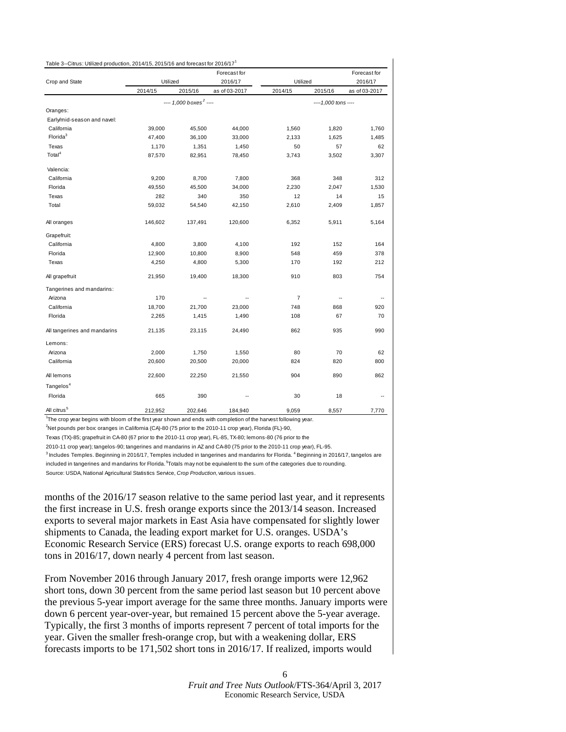Table 3--Citrus: Utilized production, 2014/15, 2015/16 and forecast for 2016/17[1]

| Crop and State | Utilized | | Forecast for 2016/17 | Utilized | | Forecast for 2016/17 |
|---|---|---|---|---|---|---|
| | 2014/15 | 2015/16 | as of 03-2017 | 2014/15 | 2015/16 | as of 03-2017 |
| | ---- *1,000 boxes*[2] ---- | | | ----*1,000 tons* ---- | | |
| Oranges: | | | | | | |
| Early/mid-season and navel: | | | | | | |
| California | 39,000 | 45,500 | 44,000 | 1,560 | 1,820 | 1,760 |
| Florida[3] | 47,400 | 36,100 | 33,000 | 2,133 | 1,625 | 1,485 |
| Texas | 1,170 | 1,351 | 1,450 | 50 | 57 | 62 |
| Total[4] | 87,570 | 82,951 | 78,450 | 3,743 | 3,502 | 3,307 |
| Valencia: | | | | | | |
| California | 9,200 | 8,700 | 7,800 | 368 | 348 | 312 |
| Florida | 49,550 | 45,500 | 34,000 | 2,230 | 2,047 | 1,530 |
| Texas | 282 | 340 | 350 | 12 | 14 | 15 |
| Total | 59,032 | 54,540 | 42,150 | 2,610 | 2,409 | 1,857 |
| All oranges | 146,602 | 137,491 | 120,600 | 6,352 | 5,911 | 5,164 |
| Grapefruit: | | | | | | |
| California | 4,800 | 3,800 | 4,100 | 192 | 152 | 164 |
| Florida | 12,900 | 10,800 | 8,900 | 548 | 459 | 378 |
| Texas | 4,250 | 4,800 | 5,300 | 170 | 192 | 212 |
| All grapefruit | 21,950 | 19,400 | 18,300 | 910 | 803 | 754 |
| Tangerines and mandarins: | | | | | | |
| Arizona | 170 | -- | -- | 7 | -- | -- |
| California | 18,700 | 21,700 | 23,000 | 748 | 868 | 920 |
| Florida | 2,265 | 1,415 | 1,490 | 108 | 67 | 70 |
| All tangerines and mandarins | 21,135 | 23,115 | 24,490 | 862 | 935 | 990 |
| Lemons: | | | | | | |
| Arizona | 2,000 | 1,750 | 1,550 | 80 | 70 | 62 |
| California | 20,600 | 20,500 | 20,000 | 824 | 820 | 800 |
| All lemons | 22,600 | 22,250 | 21,550 | 904 | 890 | 862 |
| Tangelos[4] | | | | | | |
| Florida | 665 | 390 | -- | 30 | 18 | -- |
| All citrus[5] | 212,952 | 202,646 | 184,940 | 9,059 | 8,557 | 7,770 |

[1]The crop year begins with bloom of the first year shown and ends with completion of the harvest following year.

[2]Net pounds per box: oranges in California (CA)-80 (75 prior to the 2010-11 crop year), Florida (FL)-90, Texas (TX)-85; grapefruit in CA-80 (67 prior to the 2010-11 crop year), FL-85, TX-80; lemons-80 (76 prior to the 2010-11 crop year); tangelos-90; tangerines and mandarins in AZ and CA-80 (75 prior to the 2010-11 crop year), FL-95.

[3] Includes Temples. Beginning in 2016/17, Temples included in tangerines and mandarins for Florida. [4] Beginning in 2016/17, tangelos are included in tangerines and mandarins for Florida. [5]Totals may not be equivalent to the sum of the categories due to rounding.

Source: USDA, National Agricultural Statistics Service, *Crop Production*, various issues.

months of the 2016/17 season relative to the same period last year, and it represents the first increase in U.S. fresh orange exports since the 2013/14 season. Increased exports to several major markets in East Asia have compensated for slightly lower shipments to Canada, the leading export market for U.S. oranges. USDA's Economic Research Service (ERS) forecast U.S. orange exports to reach 698,000 tons in 2016/17, down nearly 4 percent from last season.

From November 2016 through January 2017, fresh orange imports were 12,962 short tons, down 30 percent from the same period last season but 10 percent above the previous 5-year import average for the same three months. January imports were down 6 percent year-over-year, but remained 15 percent above the 5-year average. Typically, the first 3 months of imports represent 7 percent of total imports for the year. Given the smaller fresh-orange crop, but with a weakening dollar, ERS forecasts imports to be 171,502 short tons in 2016/17. If realized, imports would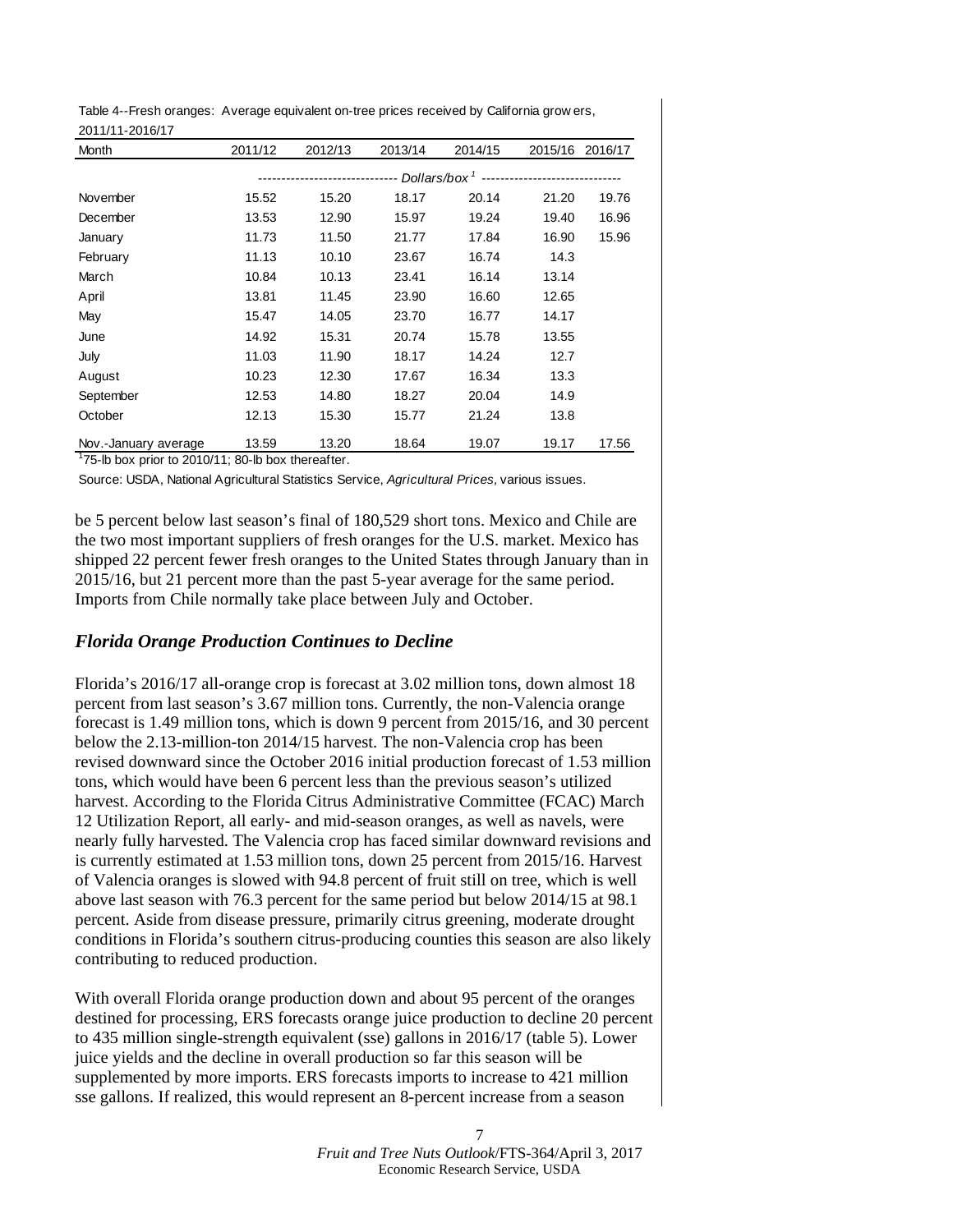Table 4--Fresh oranges: Average equivalent on-tree prices received by California growers, 2011/11-2016/17

| Month | 2011/12 | 2012/13 | 2013/14 | 2014/15 | 2015/16 | 2016/17 |
|---|---|---|---|---|---|---|
| | *Dollars/box* [1] | | | | | |
| November | 15.52 | 15.20 | 18.17 | 20.14 | 21.20 | 19.76 |
| December | 13.53 | 12.90 | 15.97 | 19.24 | 19.40 | 16.96 |
| January | 11.73 | 11.50 | 21.77 | 17.84 | 16.90 | 15.96 |
| February | 11.13 | 10.10 | 23.67 | 16.74 | 14.3 | |
| March | 10.84 | 10.13 | 23.41 | 16.14 | 13.14 | |
| April | 13.81 | 11.45 | 23.90 | 16.60 | 12.65 | |
| May | 15.47 | 14.05 | 23.70 | 16.77 | 14.17 | |
| June | 14.92 | 15.31 | 20.74 | 15.78 | 13.55 | |
| July | 11.03 | 11.90 | 18.17 | 14.24 | 12.7 | |
| August | 10.23 | 12.30 | 17.67 | 16.34 | 13.3 | |
| September | 12.53 | 14.80 | 18.27 | 20.04 | 14.9 | |
| October | 12.13 | 15.30 | 15.77 | 21.24 | 13.8 | |
| Nov.-January average | 13.59 | 13.20 | 18.64 | 19.07 | 19.17 | 17.56 |

[1] 75-lb box prior to 2010/11; 80-lb box thereafter.

Source: USDA, National Agricultural Statistics Service, *Agricultural Prices,* various issues.

be 5 percent below last season's final of 180,529 short tons. Mexico and Chile are the two most important suppliers of fresh oranges for the U.S. market. Mexico has shipped 22 percent fewer fresh oranges to the United States through January than in 2015/16, but 21 percent more than the past 5-year average for the same period. Imports from Chile normally take place between July and October.

## *Florida Orange Production Continues to Decline*

Florida's 2016/17 all-orange crop is forecast at 3.02 million tons, down almost 18 percent from last season's 3.67 million tons. Currently, the non-Valencia orange forecast is 1.49 million tons, which is down 9 percent from 2015/16, and 30 percent below the 2.13-million-ton 2014/15 harvest. The non-Valencia crop has been revised downward since the October 2016 initial production forecast of 1.53 million tons, which would have been 6 percent less than the previous season's utilized harvest. According to the Florida Citrus Administrative Committee (FCAC) March 12 Utilization Report, all early- and mid-season oranges, as well as navels, were nearly fully harvested. The Valencia crop has faced similar downward revisions and is currently estimated at 1.53 million tons, down 25 percent from 2015/16. Harvest of Valencia oranges is slowed with 94.8 percent of fruit still on tree, which is well above last season with 76.3 percent for the same period but below 2014/15 at 98.1 percent. Aside from disease pressure, primarily citrus greening, moderate drought conditions in Florida's southern citrus-producing counties this season are also likely contributing to reduced production.

With overall Florida orange production down and about 95 percent of the oranges destined for processing, ERS forecasts orange juice production to decline 20 percent to 435 million single-strength equivalent (sse) gallons in 2016/17 (table 5). Lower juice yields and the decline in overall production so far this season will be supplemented by more imports. ERS forecasts imports to increase to 421 million sse gallons. If realized, this would represent an 8-percent increase from a season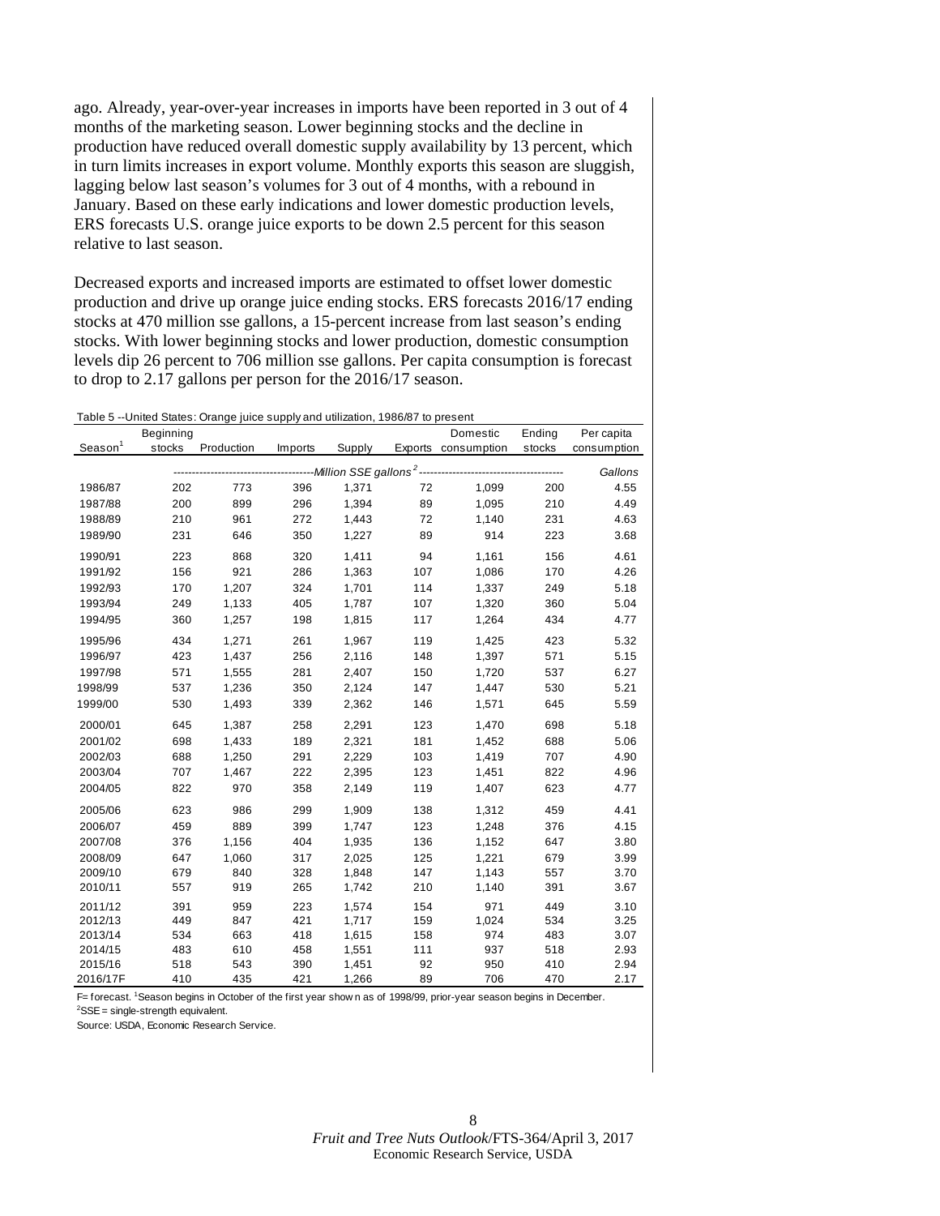ago. Already, year-over-year increases in imports have been reported in 3 out of 4 months of the marketing season. Lower beginning stocks and the decline in production have reduced overall domestic supply availability by 13 percent, which in turn limits increases in export volume. Monthly exports this season are sluggish, lagging below last season's volumes for 3 out of 4 months, with a rebound in January. Based on these early indications and lower domestic production levels, ERS forecasts U.S. orange juice exports to be down 2.5 percent for this season relative to last season.

Decreased exports and increased imports are estimated to offset lower domestic production and drive up orange juice ending stocks. ERS forecasts 2016/17 ending stocks at 470 million sse gallons, a 15-percent increase from last season's ending stocks. With lower beginning stocks and lower production, domestic consumption levels dip 26 percent to 706 million sse gallons. Per capita consumption is forecast to drop to 2.17 gallons per person for the 2016/17 season.

Table 5 --United States: Orange juice supply and utilization, 1986/87 to present

| Season[1] | Beginning stocks | Production | Imports | Supply | Exports | Domestic consumption | Ending stocks | Per capita consumption |
|---|---|---|---|---|---|---|---|---|
| | *Million SSE gallons*[2] | | | | | | | *Gallons* |
| 1986/87 | 202 | 773 | 396 | 1,371 | 72 | 1,099 | 200 | 4.55 |
| 1987/88 | 200 | 899 | 296 | 1,394 | 89 | 1,095 | 210 | 4.49 |
| 1988/89 | 210 | 961 | 272 | 1,443 | 72 | 1,140 | 231 | 4.63 |
| 1989/90 | 231 | 646 | 350 | 1,227 | 89 | 914 | 223 | 3.68 |
| 1990/91 | 223 | 868 | 320 | 1,411 | 94 | 1,161 | 156 | 4.61 |
| 1991/92 | 156 | 921 | 286 | 1,363 | 107 | 1,086 | 170 | 4.26 |
| 1992/93 | 170 | 1,207 | 324 | 1,701 | 114 | 1,337 | 249 | 5.18 |
| 1993/94 | 249 | 1,133 | 405 | 1,787 | 107 | 1,320 | 360 | 5.04 |
| 1994/95 | 360 | 1,257 | 198 | 1,815 | 117 | 1,264 | 434 | 4.77 |
| 1995/96 | 434 | 1,271 | 261 | 1,967 | 119 | 1,425 | 423 | 5.32 |
| 1996/97 | 423 | 1,437 | 256 | 2,116 | 148 | 1,397 | 571 | 5.15 |
| 1997/98 | 571 | 1,555 | 281 | 2,407 | 150 | 1,720 | 537 | 6.27 |
| 1998/99 | 537 | 1,236 | 350 | 2,124 | 147 | 1,447 | 530 | 5.21 |
| 1999/00 | 530 | 1,493 | 339 | 2,362 | 146 | 1,571 | 645 | 5.59 |
| 2000/01 | 645 | 1,387 | 258 | 2,291 | 123 | 1,470 | 698 | 5.18 |
| 2001/02 | 698 | 1,433 | 189 | 2,321 | 181 | 1,452 | 688 | 5.06 |
| 2002/03 | 688 | 1,250 | 291 | 2,229 | 103 | 1,419 | 707 | 4.90 |
| 2003/04 | 707 | 1,467 | 222 | 2,395 | 123 | 1,451 | 822 | 4.96 |
| 2004/05 | 822 | 970 | 358 | 2,149 | 119 | 1,407 | 623 | 4.77 |
| 2005/06 | 623 | 986 | 299 | 1,909 | 138 | 1,312 | 459 | 4.41 |
| 2006/07 | 459 | 889 | 399 | 1,747 | 123 | 1,248 | 376 | 4.15 |
| 2007/08 | 376 | 1,156 | 404 | 1,935 | 136 | 1,152 | 647 | 3.80 |
| 2008/09 | 647 | 1,060 | 317 | 2,025 | 125 | 1,221 | 679 | 3.99 |
| 2009/10 | 679 | 840 | 328 | 1,848 | 147 | 1,143 | 557 | 3.70 |
| 2010/11 | 557 | 919 | 265 | 1,742 | 210 | 1,140 | 391 | 3.67 |
| 2011/12 | 391 | 959 | 223 | 1,574 | 154 | 971 | 449 | 3.10 |
| 2012/13 | 449 | 847 | 421 | 1,717 | 159 | 1,024 | 534 | 3.25 |
| 2013/14 | 534 | 663 | 418 | 1,615 | 158 | 974 | 483 | 3.07 |
| 2014/15 | 483 | 610 | 458 | 1,551 | 111 | 937 | 518 | 2.93 |
| 2015/16 | 518 | 543 | 390 | 1,451 | 92 | 950 | 410 | 2.94 |
| 2016/17F | 410 | 435 | 421 | 1,266 | 89 | 706 | 470 | 2.17 |

F= forecast. [1]Season begins in October of the first year shown as of 1998/99, prior-year season begins in December.
[2]SSE = single-strength equivalent.
Source: USDA, Economic Research Service.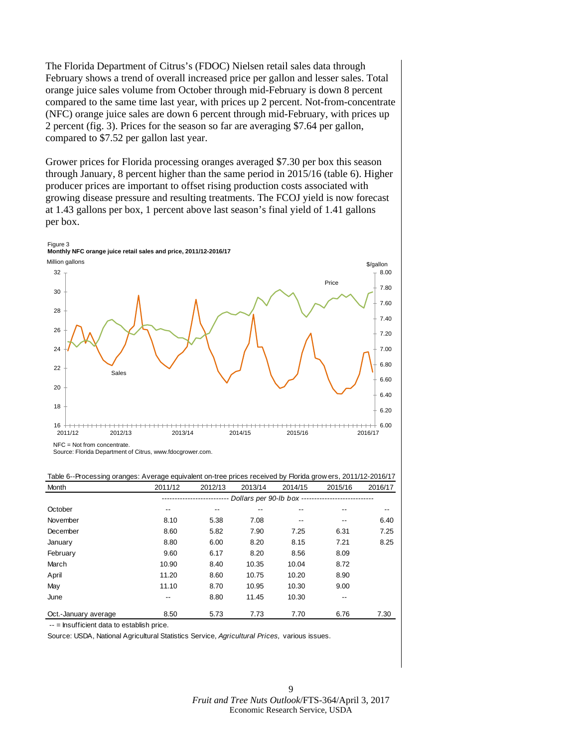The Florida Department of Citrus's (FDOC) Nielsen retail sales data through February shows a trend of overall increased price per gallon and lesser sales. Total orange juice sales volume from October through mid-February is down 8 percent compared to the same time last year, with prices up 2 percent. Not-from-concentrate (NFC) orange juice sales are down 6 percent through mid-February, with prices up 2 percent (fig. 3). Prices for the season so far are averaging $7.64 per gallon, compared to $7.52 per gallon last year.

Grower prices for Florida processing oranges averaged $7.30 per box this season through January, 8 percent higher than the same period in 2015/16 (table 6). Higher producer prices are important to offset rising production costs associated with growing disease pressure and resulting treatments. The FCOJ yield is now forecast at 1.43 gallons per box, 1 percent above last season's final yield of 1.41 gallons per box.

Figure 3
**Monthly NFC orange juice retail sales and price, 2011/12-2016/17**

NFC = Not from concentrate.
Source: Florida Department of Citrus, www.fdocgrower.com.

Table 6--Processing oranges: Average equivalent on-tree prices received by Florida growers, 2011/12-2016/17

| Month | 2011/12 | 2012/13 | 2013/14 | 2014/15 | 2015/16 | 2016/17 |
|---|---|---|---|---|---|---|
| | *Dollars per 90-lb box* | | | | | |
| October | -- | -- | -- | -- | -- | -- |
| November | 8.10 | 5.38 | 7.08 | -- | -- | 6.40 |
| December | 8.60 | 5.82 | 7.90 | 7.25 | 6.31 | 7.25 |
| January | 8.80 | 6.00 | 8.20 | 8.15 | 7.21 | 8.25 |
| February | 9.60 | 6.17 | 8.20 | 8.56 | 8.09 | |
| March | 10.90 | 8.40 | 10.35 | 10.04 | 8.72 | |
| April | 11.20 | 8.60 | 10.75 | 10.20 | 8.90 | |
| May | 11.10 | 8.70 | 10.95 | 10.30 | 9.00 | |
| June | -- | 8.80 | 11.45 | 10.30 | -- | |
| Oct.-January average | 8.50 | 5.73 | 7.73 | 7.70 | 6.76 | 7.30 |

-- = Insufficient data to establish price.

Source: USDA, National Agricultural Statistics Service, *Agricultural Prices,* various issues.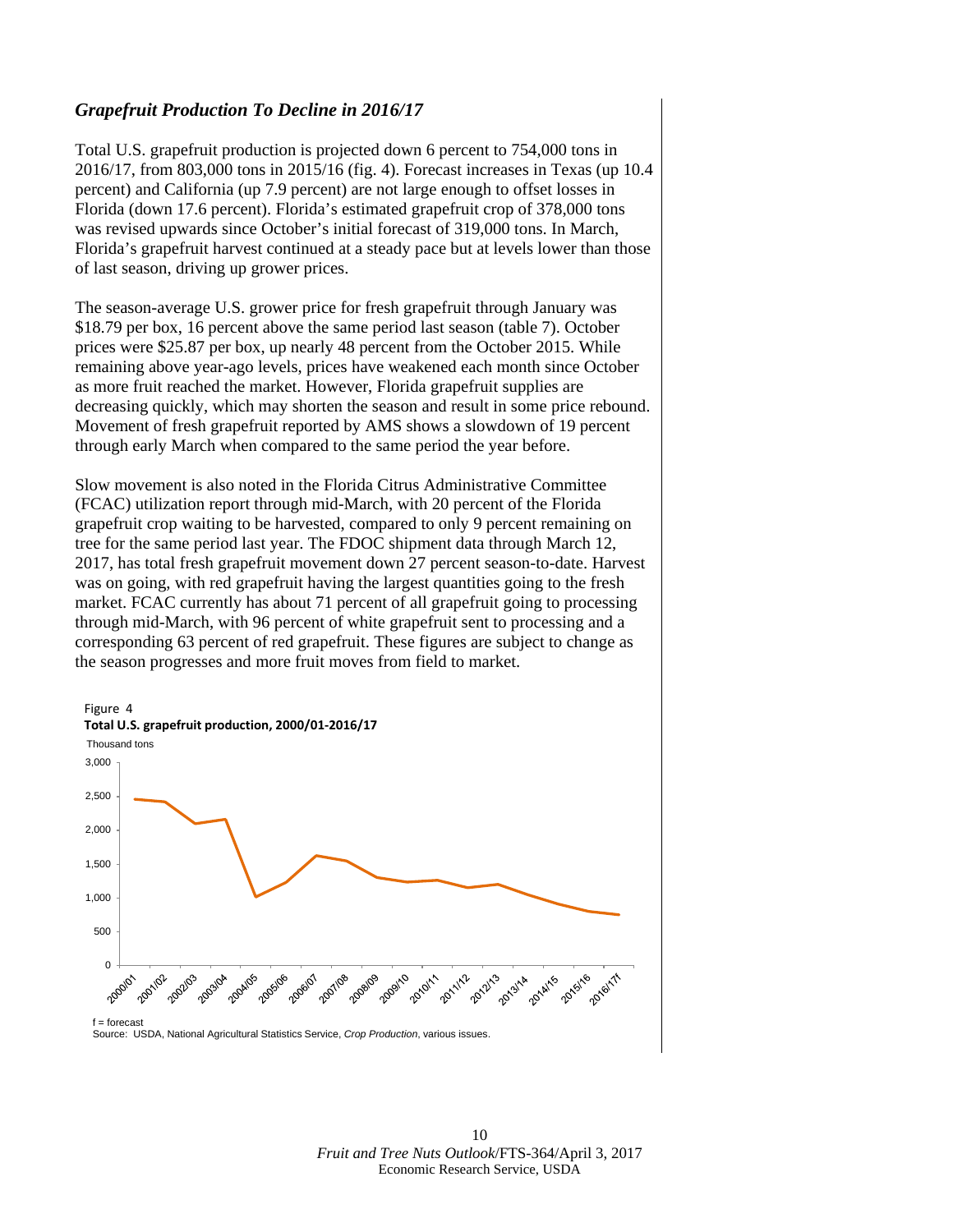### *Grapefruit Production To Decline in 2016/17*

Total U.S. grapefruit production is projected down 6 percent to 754,000 tons in 2016/17, from 803,000 tons in 2015/16 (fig. 4). Forecast increases in Texas (up 10.4 percent) and California (up 7.9 percent) are not large enough to offset losses in Florida (down 17.6 percent). Florida's estimated grapefruit crop of 378,000 tons was revised upwards since October's initial forecast of 319,000 tons. In March, Florida's grapefruit harvest continued at a steady pace but at levels lower than those of last season, driving up grower prices.

The season-average U.S. grower price for fresh grapefruit through January was $18.79 per box, 16 percent above the same period last season (table 7). October prices were $25.87 per box, up nearly 48 percent from the October 2015. While remaining above year-ago levels, prices have weakened each month since October as more fruit reached the market. However, Florida grapefruit supplies are decreasing quickly, which may shorten the season and result in some price rebound. Movement of fresh grapefruit reported by AMS shows a slowdown of 19 percent through early March when compared to the same period the year before.

Slow movement is also noted in the Florida Citrus Administrative Committee (FCAC) utilization report through mid-March, with 20 percent of the Florida grapefruit crop waiting to be harvested, compared to only 9 percent remaining on tree for the same period last year. The FDOC shipment data through March 12, 2017, has total fresh grapefruit movement down 27 percent season-to-date. Harvest was on going, with red grapefruit having the largest quantities going to the fresh market. FCAC currently has about 71 percent of all grapefruit going to processing through mid-March, with 96 percent of white grapefruit sent to processing and a corresponding 63 percent of red grapefruit. These figures are subject to change as the season progresses and more fruit moves from field to market.

Figure 4
**Total U.S. grapefruit production, 2000/01-2016/17**

f = forecast
Source: USDA, National Agricultural Statistics Service, *Crop Production*, various issues.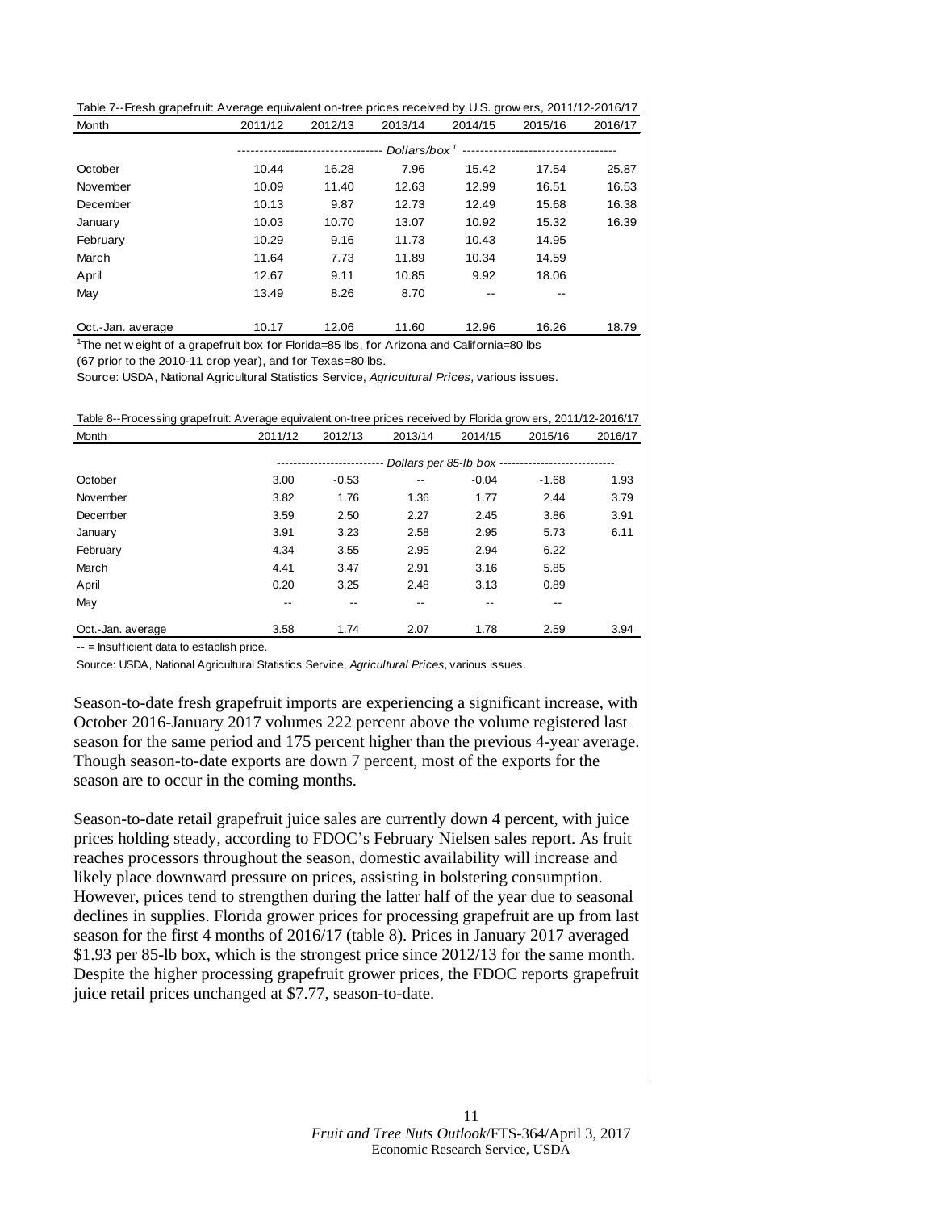Table 7--Fresh grapefruit: Average equivalent on-tree prices received by U.S. growers, 2011/12-2016/17

| Month | 2011/12 | 2012/13 | 2013/14 | 2014/15 | 2015/16 | 2016/17 |
|---|---|---|---|---|---|---|
| | Dollars/box [1] | | | | | |
| October | 10.44 | 16.28 | 7.96 | 15.42 | 17.54 | 25.87 |
| November | 10.09 | 11.40 | 12.63 | 12.99 | 16.51 | 16.53 |
| December | 10.13 | 9.87 | 12.73 | 12.49 | 15.68 | 16.38 |
| January | 10.03 | 10.70 | 13.07 | 10.92 | 15.32 | 16.39 |
| February | 10.29 | 9.16 | 11.73 | 10.43 | 14.95 | |
| March | 11.64 | 7.73 | 11.89 | 10.34 | 14.59 | |
| April | 12.67 | 9.11 | 10.85 | 9.92 | 18.06 | |
| May | 13.49 | 8.26 | 8.70 | -- | -- | |
| Oct.-Jan. average | 10.17 | 12.06 | 11.60 | 12.96 | 16.26 | 18.79 |

[1]The net weight of a grapefruit box for Florida=85 lbs, for Arizona and California=80 lbs (67 prior to the 2010-11 crop year), and for Texas=80 lbs.

Source: USDA, National Agricultural Statistics Service, *Agricultural Prices*, various issues.

Table 8--Processing grapefruit: Average equivalent on-tree prices received by Florida growers, 2011/12-2016/17

| Month | 2011/12 | 2012/13 | 2013/14 | 2014/15 | 2015/16 | 2016/17 |
|---|---|---|---|---|---|---|
| | Dollars per 85-lb box | | | | | |
| October | 3.00 | -0.53 | -- | -0.04 | -1.68 | 1.93 |
| November | 3.82 | 1.76 | 1.36 | 1.77 | 2.44 | 3.79 |
| December | 3.59 | 2.50 | 2.27 | 2.45 | 3.86 | 3.91 |
| January | 3.91 | 3.23 | 2.58 | 2.95 | 5.73 | 6.11 |
| February | 4.34 | 3.55 | 2.95 | 2.94 | 6.22 | |
| March | 4.41 | 3.47 | 2.91 | 3.16 | 5.85 | |
| April | 0.20 | 3.25 | 2.48 | 3.13 | 0.89 | |
| May | -- | -- | -- | -- | -- | |
| Oct.-Jan. average | 3.58 | 1.74 | 2.07 | 1.78 | 2.59 | 3.94 |

-- = Insufficient data to establish price.

Source: USDA, National Agricultural Statistics Service, *Agricultural Prices*, various issues.

Season-to-date fresh grapefruit imports are experiencing a significant increase, with October 2016-January 2017 volumes 222 percent above the volume registered last season for the same period and 175 percent higher than the previous 4-year average. Though season-to-date exports are down 7 percent, most of the exports for the season are to occur in the coming months.

Season-to-date retail grapefruit juice sales are currently down 4 percent, with juice prices holding steady, according to FDOC's February Nielsen sales report. As fruit reaches processors throughout the season, domestic availability will increase and likely place downward pressure on prices, assisting in bolstering consumption. However, prices tend to strengthen during the latter half of the year due to seasonal declines in supplies. Florida grower prices for processing grapefruit are up from last season for the first 4 months of 2016/17 (table 8). Prices in January 2017 averaged \$1.93 per 85-lb box, which is the strongest price since 2012/13 for the same month. Despite the higher processing grapefruit grower prices, the FDOC reports grapefruit juice retail prices unchanged at \$7.77, season-to-date.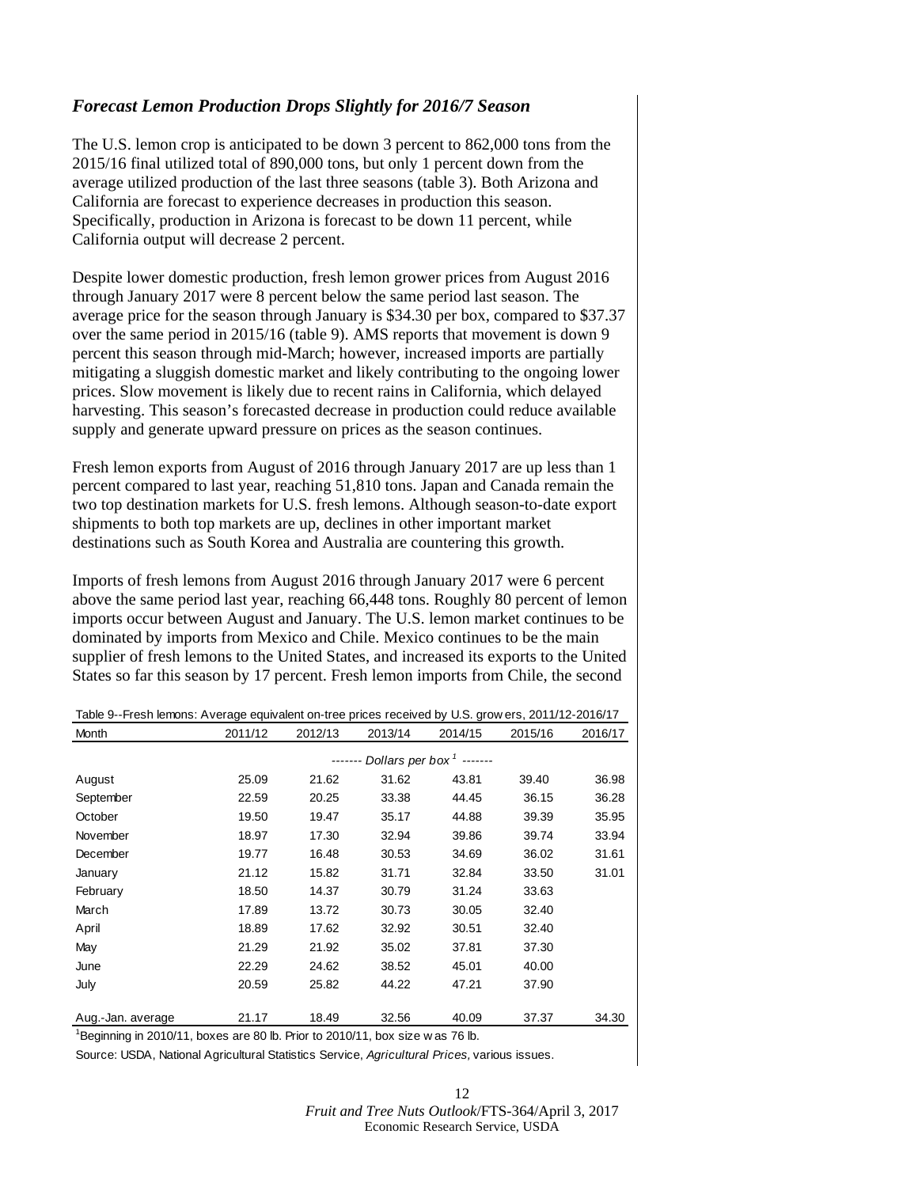### *Forecast Lemon Production Drops Slightly for 2016/7 Season*

The U.S. lemon crop is anticipated to be down 3 percent to 862,000 tons from the 2015/16 final utilized total of 890,000 tons, but only 1 percent down from the average utilized production of the last three seasons (table 3). Both Arizona and California are forecast to experience decreases in production this season. Specifically, production in Arizona is forecast to be down 11 percent, while California output will decrease 2 percent.

Despite lower domestic production, fresh lemon grower prices from August 2016 through January 2017 were 8 percent below the same period last season. The average price for the season through January is $34.30 per box, compared to $37.37 over the same period in 2015/16 (table 9). AMS reports that movement is down 9 percent this season through mid-March; however, increased imports are partially mitigating a sluggish domestic market and likely contributing to the ongoing lower prices. Slow movement is likely due to recent rains in California, which delayed harvesting. This season's forecasted decrease in production could reduce available supply and generate upward pressure on prices as the season continues.

Fresh lemon exports from August of 2016 through January 2017 are up less than 1 percent compared to last year, reaching 51,810 tons. Japan and Canada remain the two top destination markets for U.S. fresh lemons. Although season-to-date export shipments to both top markets are up, declines in other important market destinations such as South Korea and Australia are countering this growth.

Imports of fresh lemons from August 2016 through January 2017 were 6 percent above the same period last year, reaching 66,448 tons. Roughly 80 percent of lemon imports occur between August and January. The U.S. lemon market continues to be dominated by imports from Mexico and Chile. Mexico continues to be the main supplier of fresh lemons to the United States, and increased its exports to the United States so far this season by 17 percent. Fresh lemon imports from Chile, the second

Table 9--Fresh lemons: Average equivalent on-tree prices received by U.S. growers, 2011/12-2016/17

| Month | 2011/12 | 2012/13 | 2013/14 | 2014/15 | 2015/16 | 2016/17 |
|---|---|---|---|---|---|---|
| | ------- *Dollars per box* [1] ------- | | | | | |
| August | 25.09 | 21.62 | 31.62 | 43.81 | 39.40 | 36.98 |
| September | 22.59 | 20.25 | 33.38 | 44.45 | 36.15 | 36.28 |
| October | 19.50 | 19.47 | 35.17 | 44.88 | 39.39 | 35.95 |
| November | 18.97 | 17.30 | 32.94 | 39.86 | 39.74 | 33.94 |
| December | 19.77 | 16.48 | 30.53 | 34.69 | 36.02 | 31.61 |
| January | 21.12 | 15.82 | 31.71 | 32.84 | 33.50 | 31.01 |
| February | 18.50 | 14.37 | 30.79 | 31.24 | 33.63 | |
| March | 17.89 | 13.72 | 30.73 | 30.05 | 32.40 | |
| April | 18.89 | 17.62 | 32.92 | 30.51 | 32.40 | |
| May | 21.29 | 21.92 | 35.02 | 37.81 | 37.30 | |
| June | 22.29 | 24.62 | 38.52 | 45.01 | 40.00 | |
| July | 20.59 | 25.82 | 44.22 | 47.21 | 37.90 | |
| Aug.-Jan. average | 21.17 | 18.49 | 32.56 | 40.09 | 37.37 | 34.30 |

[1]Beginning in 2010/11, boxes are 80 lb. Prior to 2010/11, box size was 76 lb.

Source: USDA, National Agricultural Statistics Service, *Agricultural Prices,* various issues.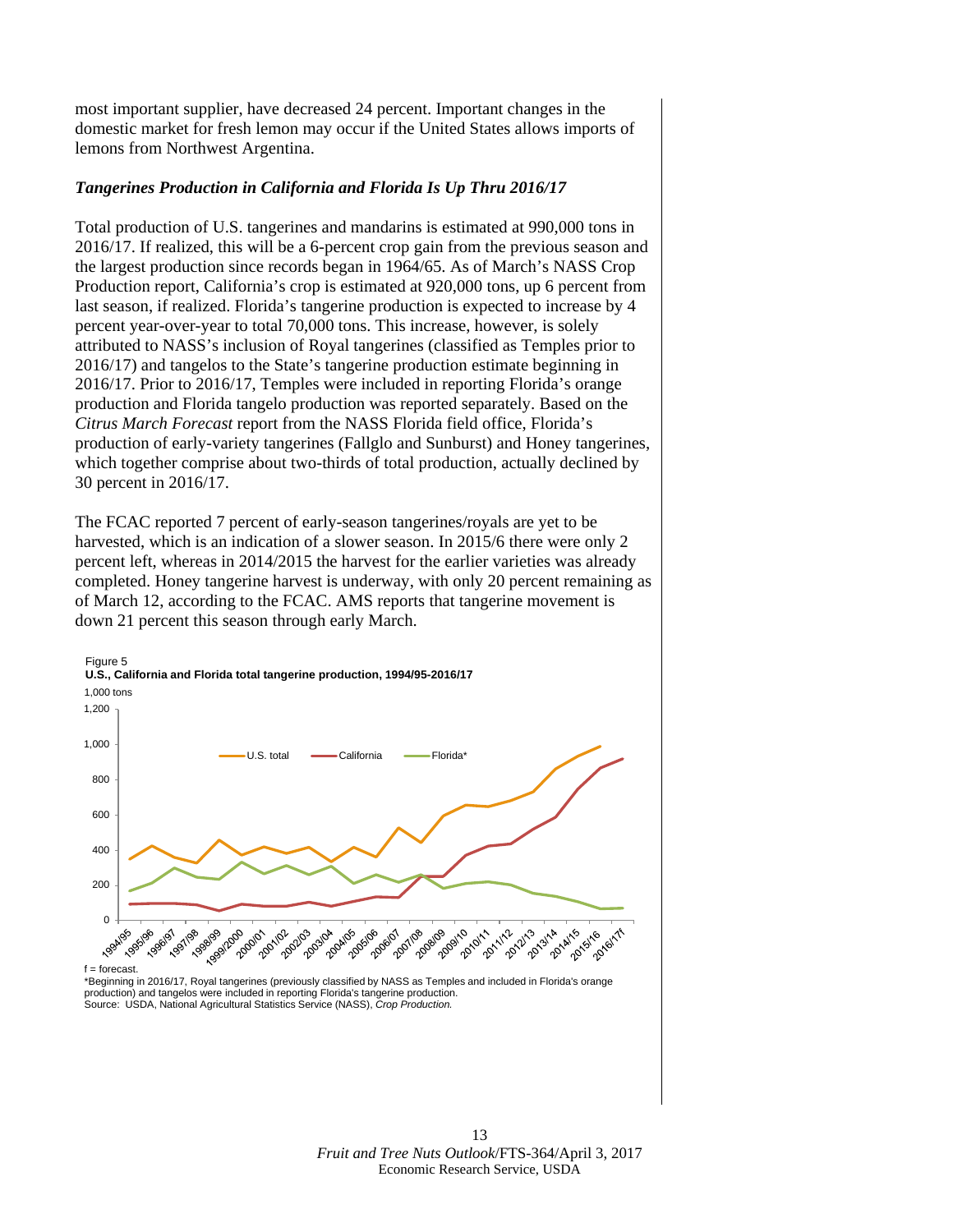most important supplier, have decreased 24 percent. Important changes in the domestic market for fresh lemon may occur if the United States allows imports of lemons from Northwest Argentina.

### *Tangerines Production in California and Florida Is Up Thru 2016/17*

Total production of U.S. tangerines and mandarins is estimated at 990,000 tons in 2016/17. If realized, this will be a 6-percent crop gain from the previous season and the largest production since records began in 1964/65. As of March's NASS Crop Production report, California's crop is estimated at 920,000 tons, up 6 percent from last season, if realized. Florida's tangerine production is expected to increase by 4 percent year-over-year to total 70,000 tons. This increase, however, is solely attributed to NASS's inclusion of Royal tangerines (classified as Temples prior to 2016/17) and tangelos to the State's tangerine production estimate beginning in 2016/17. Prior to 2016/17, Temples were included in reporting Florida's orange production and Florida tangelo production was reported separately. Based on the *Citrus March Forecast* report from the NASS Florida field office, Florida's production of early-variety tangerines (Fallglo and Sunburst) and Honey tangerines, which together comprise about two-thirds of total production, actually declined by 30 percent in 2016/17.

The FCAC reported 7 percent of early-season tangerines/royals are yet to be harvested, which is an indication of a slower season. In 2015/6 there were only 2 percent left, whereas in 2014/2015 the harvest for the earlier varieties was already completed. Honey tangerine harvest is underway, with only 20 percent remaining as of March 12, according to the FCAC. AMS reports that tangerine movement is down 21 percent this season through early March.

Figure 5
**U.S., California and Florida total tangerine production, 1994/95-2016/17**

f = forecast.
*Beginning in 2016/17, Royal tangerines (previously classified by NASS as Temples and included in Florida's orange production) and tangelos were included in reporting Florida's tangerine production.
Source: USDA, National Agricultural Statistics Service (NASS), *Crop Production.*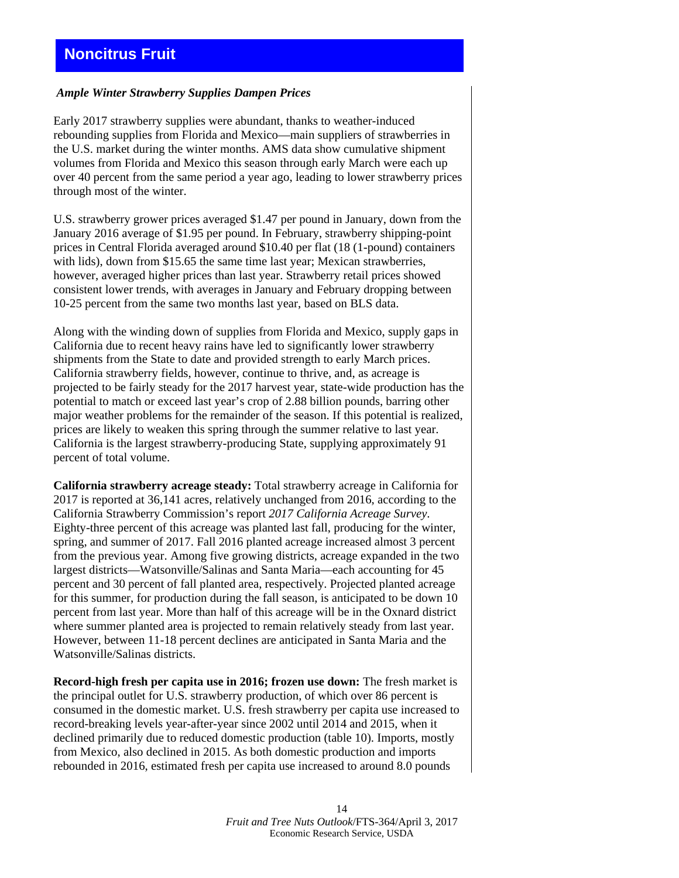# Noncitrus Fruit

***Ample Winter Strawberry Supplies Dampen Prices***

Early 2017 strawberry supplies were abundant, thanks to weather-induced rebounding supplies from Florida and Mexico—main suppliers of strawberries in the U.S. market during the winter months. AMS data show cumulative shipment volumes from Florida and Mexico this season through early March were each up over 40 percent from the same period a year ago, leading to lower strawberry prices through most of the winter.

U.S. strawberry grower prices averaged $1.47 per pound in January, down from the January 2016 average of $1.95 per pound. In February, strawberry shipping-point prices in Central Florida averaged around $10.40 per flat (18 (1-pound) containers with lids), down from $15.65 the same time last year; Mexican strawberries, however, averaged higher prices than last year. Strawberry retail prices showed consistent lower trends, with averages in January and February dropping between 10-25 percent from the same two months last year, based on BLS data.

Along with the winding down of supplies from Florida and Mexico, supply gaps in California due to recent heavy rains have led to significantly lower strawberry shipments from the State to date and provided strength to early March prices. California strawberry fields, however, continue to thrive, and, as acreage is projected to be fairly steady for the 2017 harvest year, state-wide production has the potential to match or exceed last year's crop of 2.88 billion pounds, barring other major weather problems for the remainder of the season. If this potential is realized, prices are likely to weaken this spring through the summer relative to last year. California is the largest strawberry-producing State, supplying approximately 91 percent of total volume.

**California strawberry acreage steady:** Total strawberry acreage in California for 2017 is reported at 36,141 acres, relatively unchanged from 2016, according to the California Strawberry Commission's report *2017 California Acreage Survey*. Eighty-three percent of this acreage was planted last fall, producing for the winter, spring, and summer of 2017. Fall 2016 planted acreage increased almost 3 percent from the previous year. Among five growing districts, acreage expanded in the two largest districts—Watsonville/Salinas and Santa Maria—each accounting for 45 percent and 30 percent of fall planted area, respectively. Projected planted acreage for this summer, for production during the fall season, is anticipated to be down 10 percent from last year. More than half of this acreage will be in the Oxnard district where summer planted area is projected to remain relatively steady from last year. However, between 11-18 percent declines are anticipated in Santa Maria and the Watsonville/Salinas districts.

**Record-high fresh per capita use in 2016; frozen use down:** The fresh market is the principal outlet for U.S. strawberry production, of which over 86 percent is consumed in the domestic market. U.S. fresh strawberry per capita use increased to record-breaking levels year-after-year since 2002 until 2014 and 2015, when it declined primarily due to reduced domestic production (table 10). Imports, mostly from Mexico, also declined in 2015. As both domestic production and imports rebounded in 2016, estimated fresh per capita use increased to around 8.0 pounds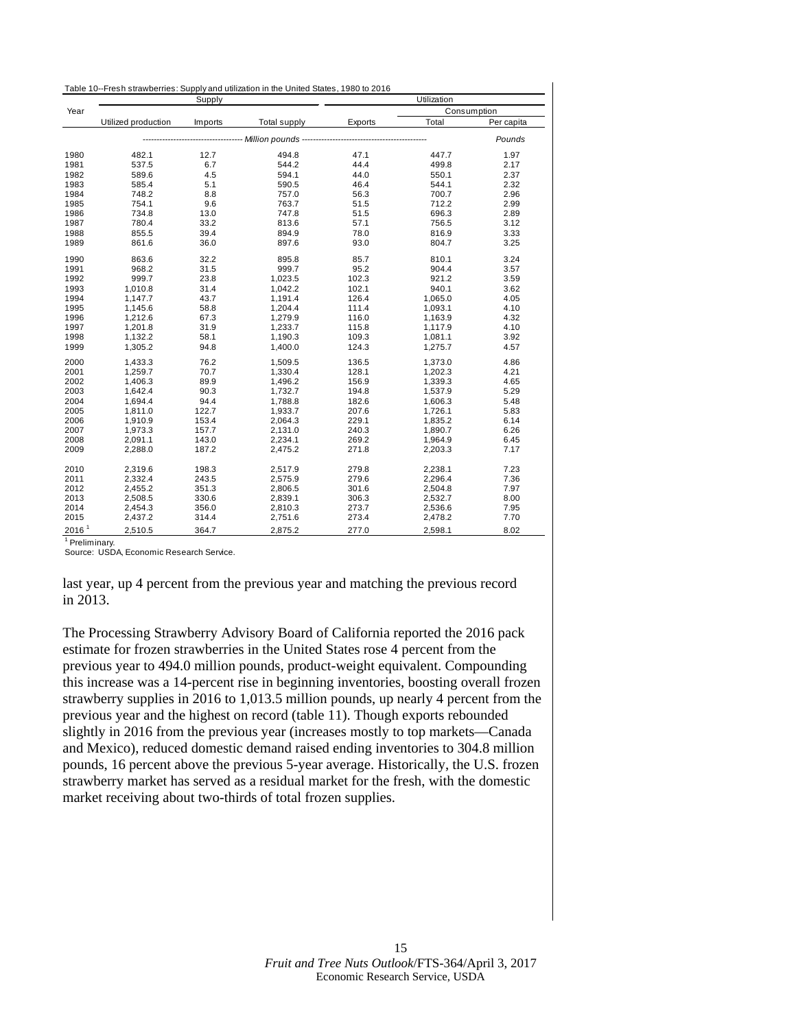Table 10--Fresh strawberries: Supply and utilization in the United States, 1980 to 2016

| Year | Supply | | | Utilization | | |
|---|---|---|---|---|---|---|
| | | | | | Consumption | |
| | Utilized production | Imports | Total supply | Exports | Total | Per capita |
| | Million pounds | | | | | Pounds |
| 1980 | 482.1 | 12.7 | 494.8 | 47.1 | 447.7 | 1.97 |
| 1981 | 537.5 | 6.7 | 544.2 | 44.4 | 499.8 | 2.17 |
| 1982 | 589.6 | 4.5 | 594.1 | 44.0 | 550.1 | 2.37 |
| 1983 | 585.4 | 5.1 | 590.5 | 46.4 | 544.1 | 2.32 |
| 1984 | 748.2 | 8.8 | 757.0 | 56.3 | 700.7 | 2.96 |
| 1985 | 754.1 | 9.6 | 763.7 | 51.5 | 712.2 | 2.99 |
| 1986 | 734.8 | 13.0 | 747.8 | 51.5 | 696.3 | 2.89 |
| 1987 | 780.4 | 33.2 | 813.6 | 57.1 | 756.5 | 3.12 |
| 1988 | 855.5 | 39.4 | 894.9 | 78.0 | 816.9 | 3.33 |
| 1989 | 861.6 | 36.0 | 897.6 | 93.0 | 804.7 | 3.25 |
| 1990 | 863.6 | 32.2 | 895.8 | 85.7 | 810.1 | 3.24 |
| 1991 | 968.2 | 31.5 | 999.7 | 95.2 | 904.4 | 3.57 |
| 1992 | 999.7 | 23.8 | 1,023.5 | 102.3 | 921.2 | 3.59 |
| 1993 | 1,010.8 | 31.4 | 1,042.2 | 102.1 | 940.1 | 3.62 |
| 1994 | 1,147.7 | 43.7 | 1,191.4 | 126.4 | 1,065.0 | 4.05 |
| 1995 | 1,145.6 | 58.8 | 1,204.4 | 111.4 | 1,093.1 | 4.10 |
| 1996 | 1,212.6 | 67.3 | 1,279.9 | 116.0 | 1,163.9 | 4.32 |
| 1997 | 1,201.8 | 31.9 | 1,233.7 | 115.8 | 1,117.9 | 4.10 |
| 1998 | 1,132.2 | 58.1 | 1,190.3 | 109.3 | 1,081.1 | 3.92 |
| 1999 | 1,305.2 | 94.8 | 1,400.0 | 124.3 | 1,275.7 | 4.57 |
| 2000 | 1,433.3 | 76.2 | 1,509.5 | 136.5 | 1,373.0 | 4.86 |
| 2001 | 1,259.7 | 70.7 | 1,330.4 | 128.1 | 1,202.3 | 4.21 |
| 2002 | 1,406.3 | 89.9 | 1,496.2 | 156.9 | 1,339.3 | 4.65 |
| 2003 | 1,642.4 | 90.3 | 1,732.7 | 194.8 | 1,537.9 | 5.29 |
| 2004 | 1,694.4 | 94.4 | 1,788.8 | 182.6 | 1,606.3 | 5.48 |
| 2005 | 1,811.0 | 122.7 | 1,933.7 | 207.6 | 1,726.1 | 5.83 |
| 2006 | 1,910.9 | 153.4 | 2,064.3 | 229.1 | 1,835.2 | 6.14 |
| 2007 | 1,973.3 | 157.7 | 2,131.0 | 240.3 | 1,890.7 | 6.26 |
| 2008 | 2,091.1 | 143.0 | 2,234.1 | 269.2 | 1,964.9 | 6.45 |
| 2009 | 2,288.0 | 187.2 | 2,475.2 | 271.8 | 2,203.3 | 7.17 |
| 2010 | 2,319.6 | 198.3 | 2,517.9 | 279.8 | 2,238.1 | 7.23 |
| 2011 | 2,332.4 | 243.5 | 2,575.9 | 279.6 | 2,296.4 | 7.36 |
| 2012 | 2,455.2 | 351.3 | 2,806.5 | 301.6 | 2,504.8 | 7.97 |
| 2013 | 2,508.5 | 330.6 | 2,839.1 | 306.3 | 2,532.7 | 8.00 |
| 2014 | 2,454.3 | 356.0 | 2,810.3 | 273.7 | 2,536.6 | 7.95 |
| 2015 | 2,437.2 | 314.4 | 2,751.6 | 273.4 | 2,478.2 | 7.70 |
| 2016 [1] | 2,510.5 | 364.7 | 2,875.2 | 277.0 | 2,598.1 | 8.02 |

[1] Preliminary.

Source: USDA, Economic Research Service.

last year, up 4 percent from the previous year and matching the previous record in 2013.

The Processing Strawberry Advisory Board of California reported the 2016 pack estimate for frozen strawberries in the United States rose 4 percent from the previous year to 494.0 million pounds, product-weight equivalent. Compounding this increase was a 14-percent rise in beginning inventories, boosting overall frozen strawberry supplies in 2016 to 1,013.5 million pounds, up nearly 4 percent from the previous year and the highest on record (table 11). Though exports rebounded slightly in 2016 from the previous year (increases mostly to top markets—Canada and Mexico), reduced domestic demand raised ending inventories to 304.8 million pounds, 16 percent above the previous 5-year average. Historically, the U.S. frozen strawberry market has served as a residual market for the fresh, with the domestic market receiving about two-thirds of total frozen supplies.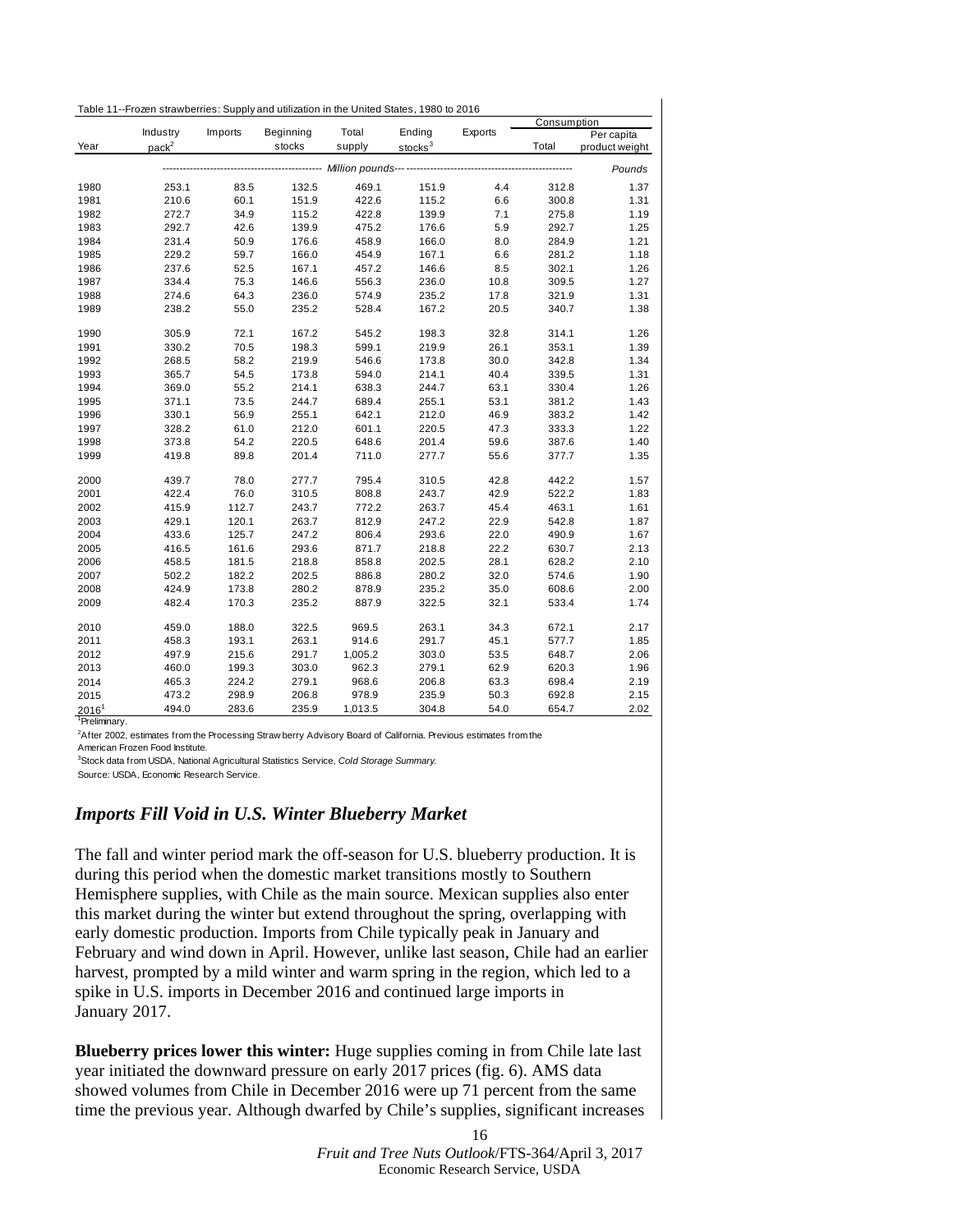Table 11--Frozen strawberries: Supply and utilization in the United States, 1980 to 2016

| Year | Industry pack[2] | Imports | Beginning stocks | Total supply | Ending stocks[3] | Exports | Consumption | |
|---|---|---|---|---|---|---|---|---|
| | | | | | | | Total | Per capita product weight |
| | Million pounds | | | | | | | Pounds |
| 1980 | 253.1 | 83.5 | 132.5 | 469.1 | 151.9 | 4.4 | 312.8 | 1.37 |
| 1981 | 210.6 | 60.1 | 151.9 | 422.6 | 115.2 | 6.6 | 300.8 | 1.31 |
| 1982 | 272.7 | 34.9 | 115.2 | 422.8 | 139.9 | 7.1 | 275.8 | 1.19 |
| 1983 | 292.7 | 42.6 | 139.9 | 475.2 | 176.6 | 5.9 | 292.7 | 1.25 |
| 1984 | 231.4 | 50.9 | 176.6 | 458.9 | 166.0 | 8.0 | 284.9 | 1.21 |
| 1985 | 229.2 | 59.7 | 166.0 | 454.9 | 167.1 | 6.6 | 281.2 | 1.18 |
| 1986 | 237.6 | 52.5 | 167.1 | 457.2 | 146.6 | 8.5 | 302.1 | 1.26 |
| 1987 | 334.4 | 75.3 | 146.6 | 556.3 | 236.0 | 10.8 | 309.5 | 1.27 |
| 1988 | 274.6 | 64.3 | 236.0 | 574.9 | 235.2 | 17.8 | 321.9 | 1.31 |
| 1989 | 238.2 | 55.0 | 235.2 | 528.4 | 167.2 | 20.5 | 340.7 | 1.38 |
| 1990 | 305.9 | 72.1 | 167.2 | 545.2 | 198.3 | 32.8 | 314.1 | 1.26 |
| 1991 | 330.2 | 70.5 | 198.3 | 599.1 | 219.9 | 26.1 | 353.1 | 1.39 |
| 1992 | 268.5 | 58.2 | 219.9 | 546.6 | 173.8 | 30.0 | 342.8 | 1.34 |
| 1993 | 365.7 | 54.5 | 173.8 | 594.0 | 214.1 | 40.4 | 339.5 | 1.31 |
| 1994 | 369.0 | 55.2 | 214.1 | 638.3 | 244.7 | 63.1 | 330.4 | 1.26 |
| 1995 | 371.1 | 73.5 | 244.7 | 689.4 | 255.1 | 53.1 | 381.2 | 1.43 |
| 1996 | 330.1 | 56.9 | 255.1 | 642.1 | 212.0 | 46.9 | 383.2 | 1.42 |
| 1997 | 328.2 | 61.0 | 212.0 | 601.1 | 220.5 | 47.3 | 333.3 | 1.22 |
| 1998 | 373.8 | 54.2 | 220.5 | 648.6 | 201.4 | 59.6 | 387.6 | 1.40 |
| 1999 | 419.8 | 89.8 | 201.4 | 711.0 | 277.7 | 55.6 | 377.7 | 1.35 |
| 2000 | 439.7 | 78.0 | 277.7 | 795.4 | 310.5 | 42.8 | 442.2 | 1.57 |
| 2001 | 422.4 | 76.0 | 310.5 | 808.8 | 243.7 | 42.9 | 522.2 | 1.83 |
| 2002 | 415.9 | 112.7 | 243.7 | 772.2 | 263.7 | 45.4 | 463.1 | 1.61 |
| 2003 | 429.1 | 120.1 | 263.7 | 812.9 | 247.2 | 22.9 | 542.8 | 1.87 |
| 2004 | 433.6 | 125.7 | 247.2 | 806.4 | 293.6 | 22.0 | 490.9 | 1.67 |
| 2005 | 416.5 | 161.6 | 293.6 | 871.7 | 218.8 | 22.2 | 630.7 | 2.13 |
| 2006 | 458.5 | 181.5 | 218.8 | 858.8 | 202.5 | 28.1 | 628.2 | 2.10 |
| 2007 | 502.2 | 182.2 | 202.5 | 886.8 | 280.2 | 32.0 | 574.6 | 1.90 |
| 2008 | 424.9 | 173.8 | 280.2 | 878.9 | 235.2 | 35.0 | 608.6 | 2.00 |
| 2009 | 482.4 | 170.3 | 235.2 | 887.9 | 322.5 | 32.1 | 533.4 | 1.74 |
| 2010 | 459.0 | 188.0 | 322.5 | 969.5 | 263.1 | 34.3 | 672.1 | 2.17 |
| 2011 | 458.3 | 193.1 | 263.1 | 914.6 | 291.7 | 45.1 | 577.7 | 1.85 |
| 2012 | 497.9 | 215.6 | 291.7 | 1,005.2 | 303.0 | 53.5 | 648.7 | 2.06 |
| 2013 | 460.0 | 199.3 | 303.0 | 962.3 | 279.1 | 62.9 | 620.3 | 1.96 |
| 2014 | 465.3 | 224.2 | 279.1 | 968.6 | 206.8 | 63.3 | 698.4 | 2.19 |
| 2015 | 473.2 | 298.9 | 206.8 | 978.9 | 235.9 | 50.3 | 692.8 | 2.15 |
| 2016[1] | 494.0 | 283.6 | 235.9 | 1,013.5 | 304.8 | 54.0 | 654.7 | 2.02 |

[1]Preliminary.

[2]After 2002, estimates from the Processing Strawberry Advisory Board of California. Previous estimates from the American Frozen Food Institute.

[3]Stock data from USDA, National Agricultural Statistics Service, *Cold Storage Summary.*

Source: USDA, Economic Research Service.

## *Imports Fill Void in U.S. Winter Blueberry Market*

The fall and winter period mark the off-season for U.S. blueberry production. It is during this period when the domestic market transitions mostly to Southern Hemisphere supplies, with Chile as the main source. Mexican supplies also enter this market during the winter but extend throughout the spring, overlapping with early domestic production. Imports from Chile typically peak in January and February and wind down in April. However, unlike last season, Chile had an earlier harvest, prompted by a mild winter and warm spring in the region, which led to a spike in U.S. imports in December 2016 and continued large imports in January 2017.

**Blueberry prices lower this winter:** Huge supplies coming in from Chile late last year initiated the downward pressure on early 2017 prices (fig. 6). AMS data showed volumes from Chile in December 2016 were up 71 percent from the same time the previous year. Although dwarfed by Chile's supplies, significant increases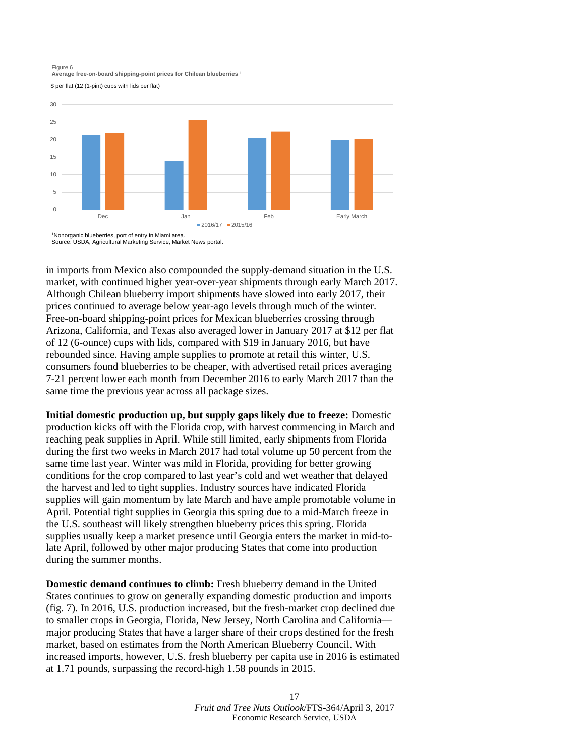Figure 6
**Average free-on-board shipping-point prices for Chilean blueberries** [1]

$ per flat (12 (1-pint) cups with lids per flat)

| | 2016/17 | 2015/16 |
|---|---|---|
| Dec | ~21.3 | ~22 |
| Jan | ~13.9 | ~25.5 |
| Feb | ~20.5 | ~22.4 |
| Early March | ~20 | ~20.3 |

[1]Nonorganic blueberries, port of entry in Miami area.
Source: USDA, Agricultural Marketing Service, Market News portal.

in imports from Mexico also compounded the supply-demand situation in the U.S. market, with continued higher year-over-year shipments through early March 2017. Although Chilean blueberry import shipments have slowed into early 2017, their prices continued to average below year-ago levels through much of the winter. Free-on-board shipping-point prices for Mexican blueberries crossing through Arizona, California, and Texas also averaged lower in January 2017 at $12 per flat of 12 (6-ounce) cups with lids, compared with $19 in January 2016, but have rebounded since. Having ample supplies to promote at retail this winter, U.S. consumers found blueberries to be cheaper, with advertised retail prices averaging 7-21 percent lower each month from December 2016 to early March 2017 than the same time the previous year across all package sizes.

**Initial domestic production up, but supply gaps likely due to freeze:** Domestic production kicks off with the Florida crop, with harvest commencing in March and reaching peak supplies in April. While still limited, early shipments from Florida during the first two weeks in March 2017 had total volume up 50 percent from the same time last year. Winter was mild in Florida, providing for better growing conditions for the crop compared to last year's cold and wet weather that delayed the harvest and led to tight supplies. Industry sources have indicated Florida supplies will gain momentum by late March and have ample promotable volume in April. Potential tight supplies in Georgia this spring due to a mid-March freeze in the U.S. southeast will likely strengthen blueberry prices this spring. Florida supplies usually keep a market presence until Georgia enters the market in mid-to-late April, followed by other major producing States that come into production during the summer months.

**Domestic demand continues to climb:** Fresh blueberry demand in the United States continues to grow on generally expanding domestic production and imports (fig. 7). In 2016, U.S. production increased, but the fresh-market crop declined due to smaller crops in Georgia, Florida, New Jersey, North Carolina and California—major producing States that have a larger share of their crops destined for the fresh market, based on estimates from the North American Blueberry Council. With increased imports, however, U.S. fresh blueberry per capita use in 2016 is estimated at 1.71 pounds, surpassing the record-high 1.58 pounds in 2015.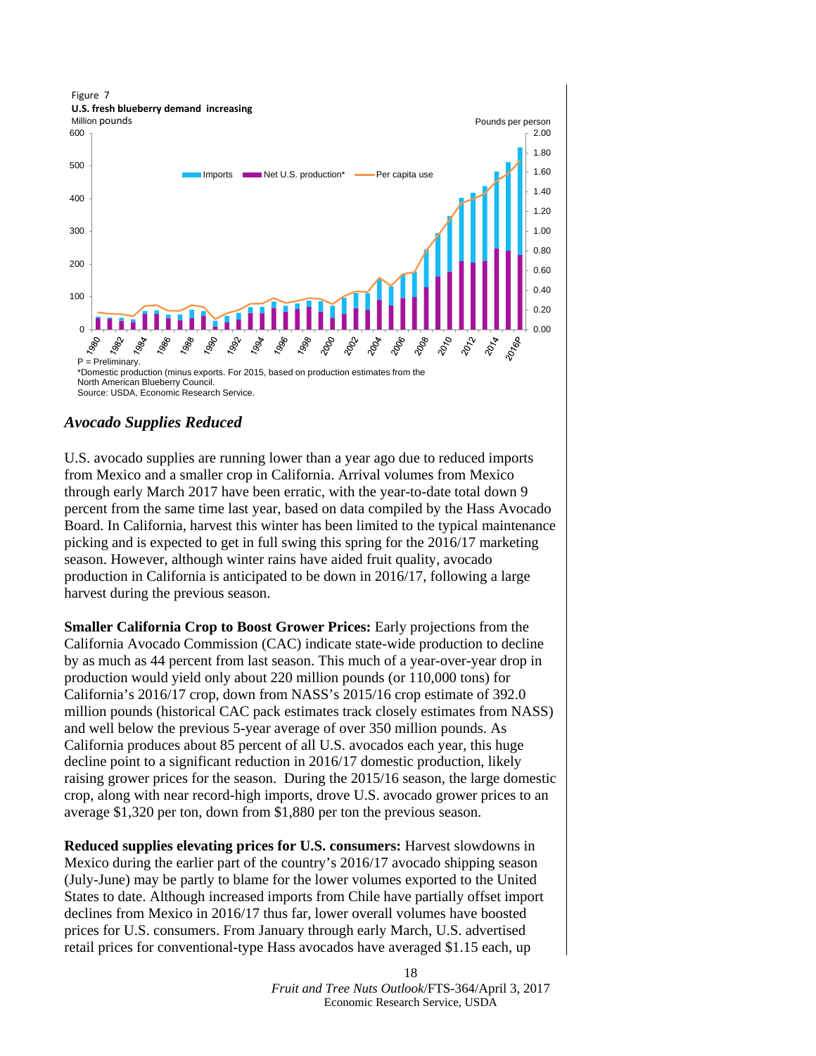Figure 7

**U.S. fresh blueberry demand increasing**

P = Preliminary.

*Domestic production (minus exports. For 2015, based on production estimates from the North American Blueberry Council.

Source: USDA, Economic Research Service.

## *Avocado Supplies Reduced*

U.S. avocado supplies are running lower than a year ago due to reduced imports from Mexico and a smaller crop in California. Arrival volumes from Mexico through early March 2017 have been erratic, with the year-to-date total down 9 percent from the same time last year, based on data compiled by the Hass Avocado Board. In California, harvest this winter has been limited to the typical maintenance picking and is expected to get in full swing this spring for the 2016/17 marketing season. However, although winter rains have aided fruit quality, avocado production in California is anticipated to be down in 2016/17, following a large harvest during the previous season.

**Smaller California Crop to Boost Grower Prices:** Early projections from the California Avocado Commission (CAC) indicate state-wide production to decline by as much as 44 percent from last season. This much of a year-over-year drop in production would yield only about 220 million pounds (or 110,000 tons) for California's 2016/17 crop, down from NASS's 2015/16 crop estimate of 392.0 million pounds (historical CAC pack estimates track closely estimates from NASS) and well below the previous 5-year average of over 350 million pounds. As California produces about 85 percent of all U.S. avocados each year, this huge decline point to a significant reduction in 2016/17 domestic production, likely raising grower prices for the season. During the 2015/16 season, the large domestic crop, along with near record-high imports, drove U.S. avocado grower prices to an average $1,320 per ton, down from $1,880 per ton the previous season.

**Reduced supplies elevating prices for U.S. consumers:** Harvest slowdowns in Mexico during the earlier part of the country's 2016/17 avocado shipping season (July-June) may be partly to blame for the lower volumes exported to the United States to date. Although increased imports from Chile have partially offset import declines from Mexico in 2016/17 thus far, lower overall volumes have boosted prices for U.S. consumers. From January through early March, U.S. advertised retail prices for conventional-type Hass avocados have averaged $1.15 each, up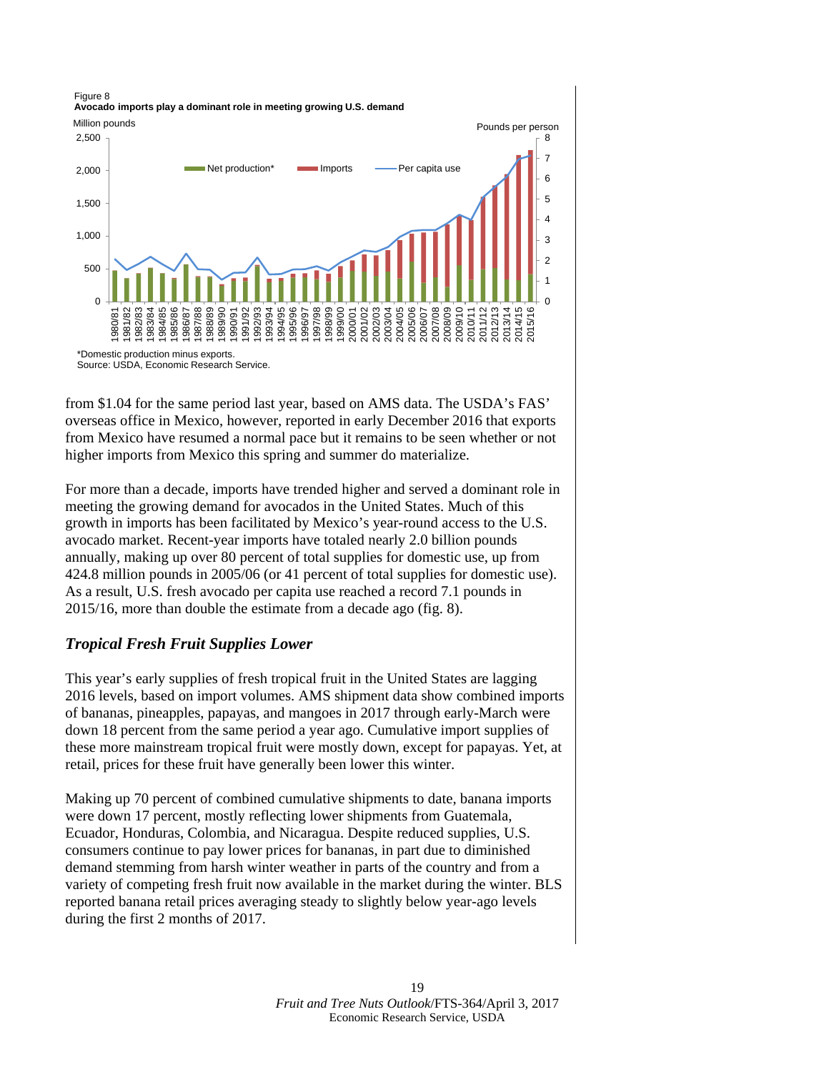Figure 8
**Avocado imports play a dominant role in meeting growing U.S. demand**

*Domestic production minus exports.
Source: USDA, Economic Research Service.

from $1.04 for the same period last year, based on AMS data. The USDA's FAS' overseas office in Mexico, however, reported in early December 2016 that exports from Mexico have resumed a normal pace but it remains to be seen whether or not higher imports from Mexico this spring and summer do materialize.

For more than a decade, imports have trended higher and served a dominant role in meeting the growing demand for avocados in the United States. Much of this growth in imports has been facilitated by Mexico's year-round access to the U.S. avocado market. Recent-year imports have totaled nearly 2.0 billion pounds annually, making up over 80 percent of total supplies for domestic use, up from 424.8 million pounds in 2005/06 (or 41 percent of total supplies for domestic use). As a result, U.S. fresh avocado per capita use reached a record 7.1 pounds in 2015/16, more than double the estimate from a decade ago (fig. 8).

## *Tropical Fresh Fruit Supplies Lower*

This year's early supplies of fresh tropical fruit in the United States are lagging 2016 levels, based on import volumes. AMS shipment data show combined imports of bananas, pineapples, papayas, and mangoes in 2017 through early-March were down 18 percent from the same period a year ago. Cumulative import supplies of these more mainstream tropical fruit were mostly down, except for papayas. Yet, at retail, prices for these fruit have generally been lower this winter.

Making up 70 percent of combined cumulative shipments to date, banana imports were down 17 percent, mostly reflecting lower shipments from Guatemala, Ecuador, Honduras, Colombia, and Nicaragua. Despite reduced supplies, U.S. consumers continue to pay lower prices for bananas, in part due to diminished demand stemming from harsh winter weather in parts of the country and from a variety of competing fresh fruit now available in the market during the winter. BLS reported banana retail prices averaging steady to slightly below year-ago levels during the first 2 months of 2017.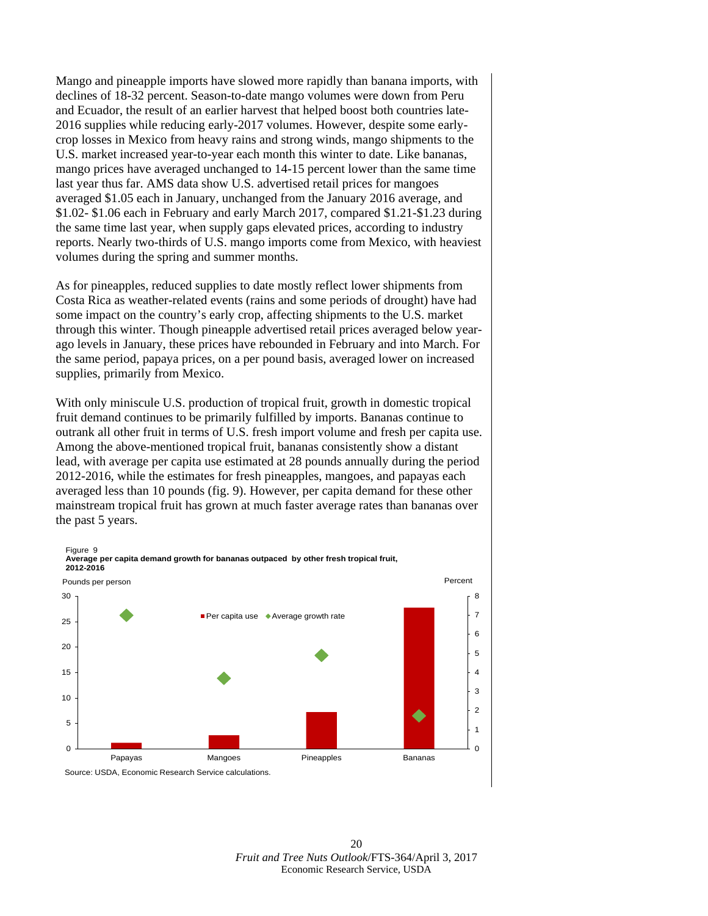Mango and pineapple imports have slowed more rapidly than banana imports, with declines of 18-32 percent. Season-to-date mango volumes were down from Peru and Ecuador, the result of an earlier harvest that helped boost both countries late-2016 supplies while reducing early-2017 volumes. However, despite some early-crop losses in Mexico from heavy rains and strong winds, mango shipments to the U.S. market increased year-to-year each month this winter to date. Like bananas, mango prices have averaged unchanged to 14-15 percent lower than the same time last year thus far. AMS data show U.S. advertised retail prices for mangoes averaged $1.05 each in January, unchanged from the January 2016 average, and $1.02- $1.06 each in February and early March 2017, compared $1.21-$1.23 during the same time last year, when supply gaps elevated prices, according to industry reports. Nearly two-thirds of U.S. mango imports come from Mexico, with heaviest volumes during the spring and summer months.

As for pineapples, reduced supplies to date mostly reflect lower shipments from Costa Rica as weather-related events (rains and some periods of drought) have had some impact on the country's early crop, affecting shipments to the U.S. market through this winter. Though pineapple advertised retail prices averaged below year-ago levels in January, these prices have rebounded in February and into March. For the same period, papaya prices, on a per pound basis, averaged lower on increased supplies, primarily from Mexico.

With only miniscule U.S. production of tropical fruit, growth in domestic tropical fruit demand continues to be primarily fulfilled by imports. Bananas continue to outrank all other fruit in terms of U.S. fresh import volume and fresh per capita use. Among the above-mentioned tropical fruit, bananas consistently show a distant lead, with average per capita use estimated at 28 pounds annually during the period 2012-2016, while the estimates for fresh pineapples, mangoes, and papayas each averaged less than 10 pounds (fig. 9). However, per capita demand for these other mainstream tropical fruit has grown at much faster average rates than bananas over the past 5 years.

Figure 9
**Average per capita demand growth for bananas outpaced by other fresh tropical fruit, 2012-2016**

Source: USDA, Economic Research Service calculations.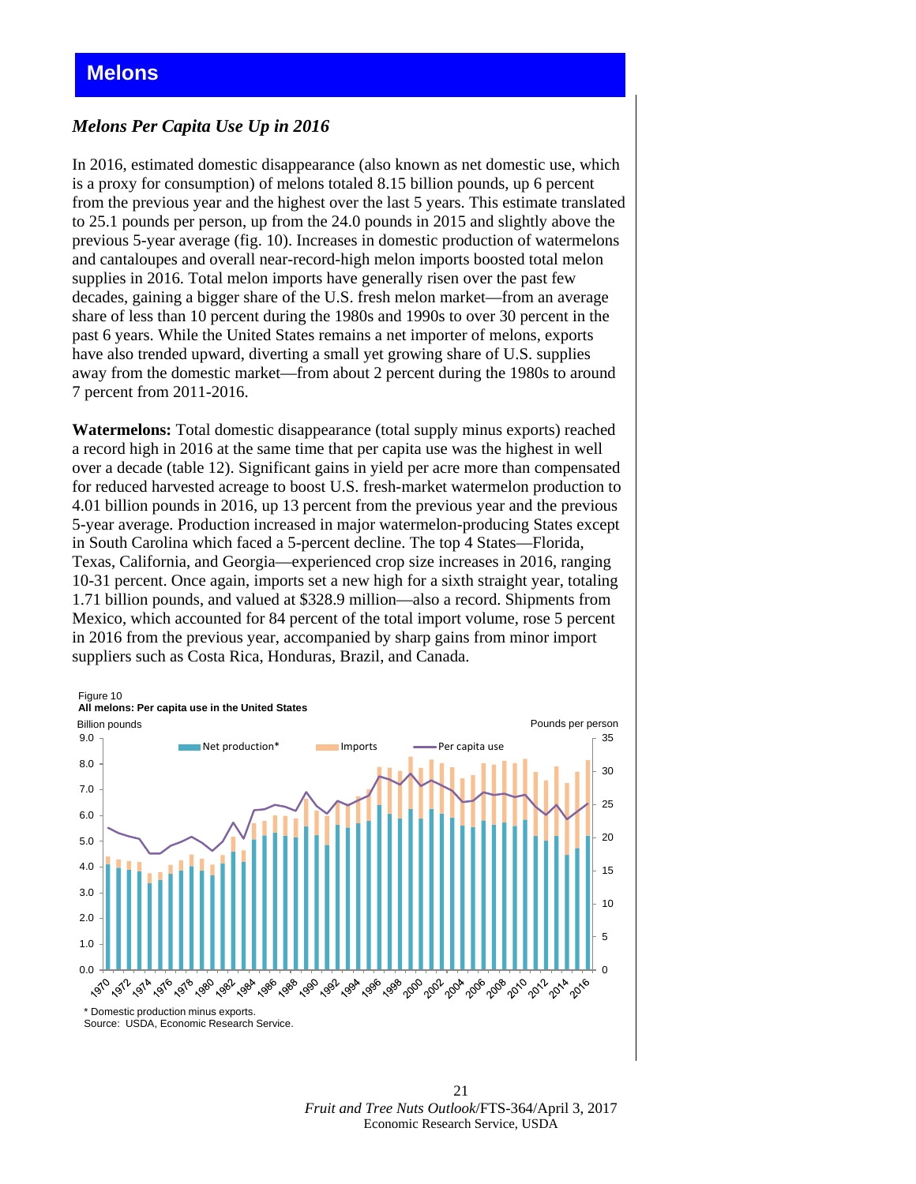# Melons

## *Melons Per Capita Use Up in 2016*

In 2016, estimated domestic disappearance (also known as net domestic use, which is a proxy for consumption) of melons totaled 8.15 billion pounds, up 6 percent from the previous year and the highest over the last 5 years. This estimate translated to 25.1 pounds per person, up from the 24.0 pounds in 2015 and slightly above the previous 5-year average (fig. 10). Increases in domestic production of watermelons and cantaloupes and overall near-record-high melon imports boosted total melon supplies in 2016. Total melon imports have generally risen over the past few decades, gaining a bigger share of the U.S. fresh melon market—from an average share of less than 10 percent during the 1980s and 1990s to over 30 percent in the past 6 years. While the United States remains a net importer of melons, exports have also trended upward, diverting a small yet growing share of U.S. supplies away from the domestic market—from about 2 percent during the 1980s to around 7 percent from 2011-2016.

**Watermelons:** Total domestic disappearance (total supply minus exports) reached a record high in 2016 at the same time that per capita use was the highest in well over a decade (table 12). Significant gains in yield per acre more than compensated for reduced harvested acreage to boost U.S. fresh-market watermelon production to 4.01 billion pounds in 2016, up 13 percent from the previous year and the previous 5-year average. Production increased in major watermelon-producing States except in South Carolina which faced a 5-percent decline. The top 4 States—Florida, Texas, California, and Georgia—experienced crop size increases in 2016, ranging 10-31 percent. Once again, imports set a new high for a sixth straight year, totaling 1.71 billion pounds, and valued at $328.9 million—also a record. Shipments from Mexico, which accounted for 84 percent of the total import volume, rose 5 percent in 2016 from the previous year, accompanied by sharp gains from minor import suppliers such as Costa Rica, Honduras, Brazil, and Canada.

Figure 10
**All melons: Per capita use in the United States**

\* Domestic production minus exports.
Source: USDA, Economic Research Service.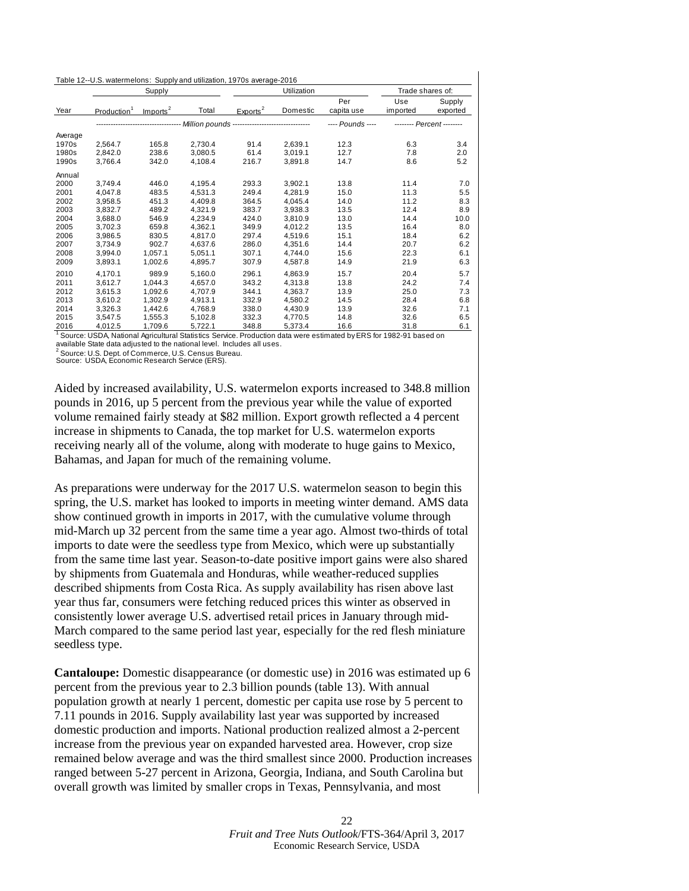Table 12--U.S. watermelons: Supply and utilization, 1970s average-2016

| Year | Supply | | | Utilization | | | Trade shares of: | |
|---|---|---|---|---|---|---|---|---|
| | Production[1] | Imports[2] | Total | Exports[2] | Domestic | Per capita use | Use imported | Supply exported |
| | Million pounds | | | | | Pounds | Percent | |
| Average | | | | | | | | |
| 1970s | 2,564.7 | 165.8 | 2,730.4 | 91.4 | 2,639.1 | 12.3 | 6.3 | 3.4 |
| 1980s | 2,842.0 | 238.6 | 3,080.5 | 61.4 | 3,019.1 | 12.7 | 7.8 | 2.0 |
| 1990s | 3,766.4 | 342.0 | 4,108.4 | 216.7 | 3,891.8 | 14.7 | 8.6 | 5.2 |
| Annual | | | | | | | | |
| 2000 | 3,749.4 | 446.0 | 4,195.4 | 293.3 | 3,902.1 | 13.8 | 11.4 | 7.0 |
| 2001 | 4,047.8 | 483.5 | 4,531.3 | 249.4 | 4,281.9 | 15.0 | 11.3 | 5.5 |
| 2002 | 3,958.5 | 451.3 | 4,409.8 | 364.5 | 4,045.4 | 14.0 | 11.2 | 8.3 |
| 2003 | 3,832.7 | 489.2 | 4,321.9 | 383.7 | 3,938.3 | 13.5 | 12.4 | 8.9 |
| 2004 | 3,688.0 | 546.9 | 4,234.9 | 424.0 | 3,810.9 | 13.0 | 14.4 | 10.0 |
| 2005 | 3,702.3 | 659.8 | 4,362.1 | 349.9 | 4,012.2 | 13.5 | 16.4 | 8.0 |
| 2006 | 3,986.5 | 830.5 | 4,817.0 | 297.4 | 4,519.6 | 15.1 | 18.4 | 6.2 |
| 2007 | 3,734.9 | 902.7 | 4,637.6 | 286.0 | 4,351.6 | 14.4 | 20.7 | 6.2 |
| 2008 | 3,994.0 | 1,057.1 | 5,051.1 | 307.1 | 4,744.0 | 15.6 | 22.3 | 6.1 |
| 2009 | 3,893.1 | 1,002.6 | 4,895.7 | 307.9 | 4,587.8 | 14.9 | 21.9 | 6.3 |
| 2010 | 4,170.1 | 989.9 | 5,160.0 | 296.1 | 4,863.9 | 15.7 | 20.4 | 5.7 |
| 2011 | 3,612.7 | 1,044.3 | 4,657.0 | 343.2 | 4,313.8 | 13.8 | 24.2 | 7.4 |
| 2012 | 3,615.3 | 1,092.6 | 4,707.9 | 344.1 | 4,363.7 | 13.9 | 25.0 | 7.3 |
| 2013 | 3,610.2 | 1,302.9 | 4,913.1 | 332.9 | 4,580.2 | 14.5 | 28.4 | 6.8 |
| 2014 | 3,326.3 | 1,442.6 | 4,768.9 | 338.0 | 4,430.9 | 13.9 | 32.6 | 7.1 |
| 2015 | 3,547.5 | 1,555.3 | 5,102.8 | 332.3 | 4,770.5 | 14.8 | 32.6 | 6.5 |
| 2016 | 4,012.5 | 1,709.6 | 5,722.1 | 348.8 | 5,373.4 | 16.6 | 31.8 | 6.1 |

[1] Source: USDA, National Agricultural Statistics Service. Production data were estimated by ERS for 1982-91 based on available State data adjusted to the national level. Includes all uses.
[2] Source: U.S. Dept. of Commerce, U.S. Census Bureau.
Source: USDA, Economic Research Service (ERS).

Aided by increased availability, U.S. watermelon exports increased to 348.8 million pounds in 2016, up 5 percent from the previous year while the value of exported volume remained fairly steady at $82 million. Export growth reflected a 4 percent increase in shipments to Canada, the top market for U.S. watermelon exports receiving nearly all of the volume, along with moderate to huge gains to Mexico, Bahamas, and Japan for much of the remaining volume.

As preparations were underway for the 2017 U.S. watermelon season to begin this spring, the U.S. market has looked to imports in meeting winter demand. AMS data show continued growth in imports in 2017, with the cumulative volume through mid-March up 32 percent from the same time a year ago. Almost two-thirds of total imports to date were the seedless type from Mexico, which were up substantially from the same time last year. Season-to-date positive import gains were also shared by shipments from Guatemala and Honduras, while weather-reduced supplies described shipments from Costa Rica. As supply availability has risen above last year thus far, consumers were fetching reduced prices this winter as observed in consistently lower average U.S. advertised retail prices in January through mid-March compared to the same period last year, especially for the red flesh miniature seedless type.

**Cantaloupe:** Domestic disappearance (or domestic use) in 2016 was estimated up 6 percent from the previous year to 2.3 billion pounds (table 13). With annual population growth at nearly 1 percent, domestic per capita use rose by 5 percent to 7.11 pounds in 2016. Supply availability last year was supported by increased domestic production and imports. National production realized almost a 2-percent increase from the previous year on expanded harvested area. However, crop size remained below average and was the third smallest since 2000. Production increases ranged between 5-27 percent in Arizona, Georgia, Indiana, and South Carolina but overall growth was limited by smaller crops in Texas, Pennsylvania, and most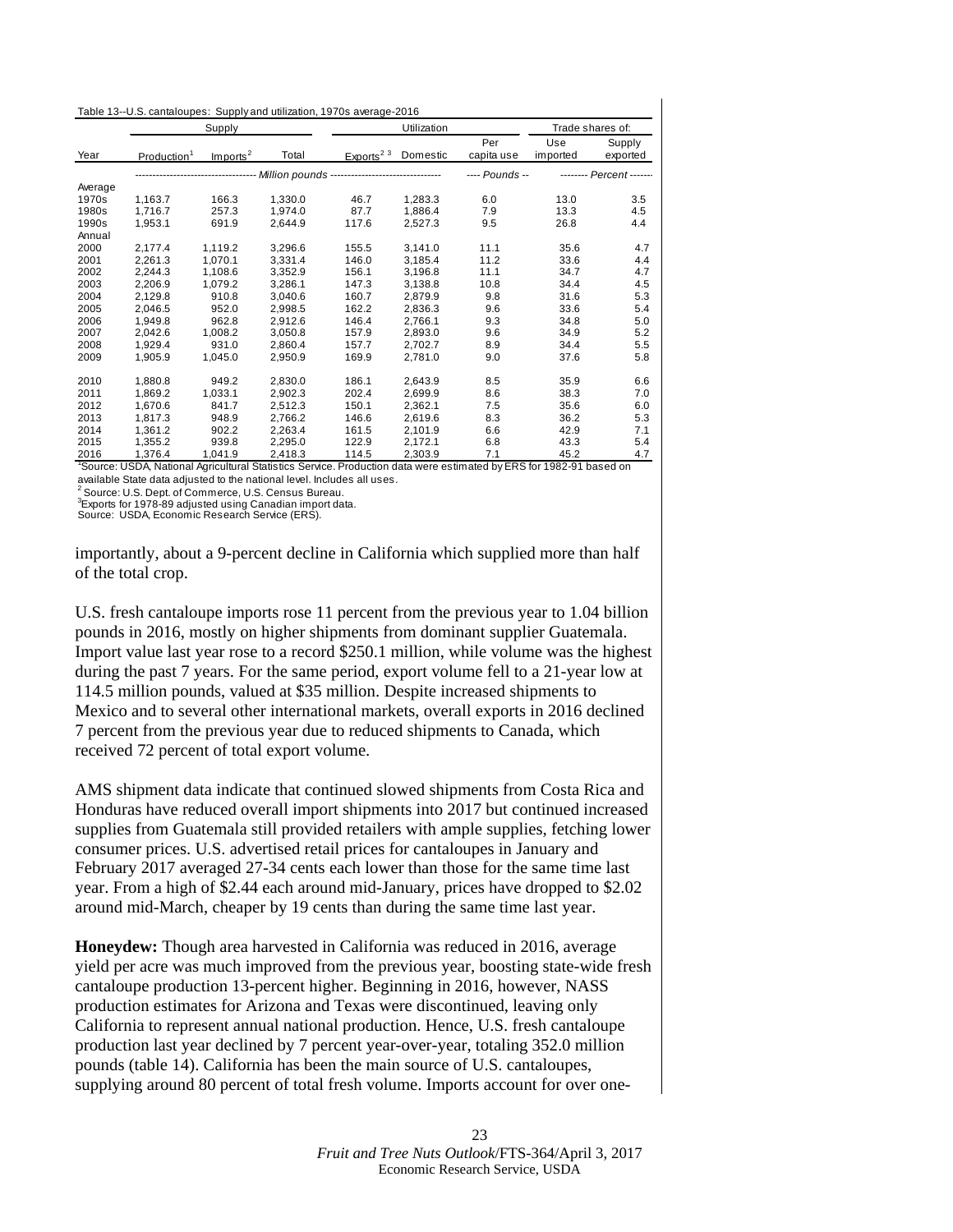Table 13--U.S. cantaloupes: Supply and utilization, 1970s average-2016

| Year | Supply | | | Utilization | | | Trade shares of: | |
|---|---|---|---|---|---|---|---|---|
| | Production[1] | Imports[2] | Total | Exports[2 3] | Domestic | Per capita use | Use imported | Supply exported |
| | Million pounds | | | | | Pounds | Percent | |
| Average | | | | | | | | |
| 1970s | 1,163.7 | 166.3 | 1,330.0 | 46.7 | 1,283.3 | 6.0 | 13.0 | 3.5 |
| 1980s | 1,716.7 | 257.3 | 1,974.0 | 87.7 | 1,886.4 | 7.9 | 13.3 | 4.5 |
| 1990s | 1,953.1 | 691.9 | 2,644.9 | 117.6 | 2,527.3 | 9.5 | 26.8 | 4.4 |
| Annual | | | | | | | | |
| 2000 | 2,177.4 | 1,119.2 | 3,296.6 | 155.5 | 3,141.0 | 11.1 | 35.6 | 4.7 |
| 2001 | 2,261.3 | 1,070.1 | 3,331.4 | 146.0 | 3,185.4 | 11.2 | 33.6 | 4.4 |
| 2002 | 2,244.3 | 1,108.6 | 3,352.9 | 156.1 | 3,196.8 | 11.1 | 34.7 | 4.7 |
| 2003 | 2,206.9 | 1,079.2 | 3,286.1 | 147.3 | 3,138.8 | 10.8 | 34.4 | 4.5 |
| 2004 | 2,129.8 | 910.8 | 3,040.6 | 160.7 | 2,879.9 | 9.8 | 31.6 | 5.3 |
| 2005 | 2,046.5 | 952.0 | 2,998.5 | 162.2 | 2,836.3 | 9.6 | 33.6 | 5.4 |
| 2006 | 1,949.8 | 962.8 | 2,912.6 | 146.4 | 2,766.1 | 9.3 | 34.8 | 5.0 |
| 2007 | 2,042.6 | 1,008.2 | 3,050.8 | 157.9 | 2,893.0 | 9.6 | 34.9 | 5.2 |
| 2008 | 1,929.4 | 931.0 | 2,860.4 | 157.7 | 2,702.7 | 8.9 | 34.4 | 5.5 |
| 2009 | 1,905.9 | 1,045.0 | 2,950.9 | 169.9 | 2,781.0 | 9.0 | 37.6 | 5.8 |
| 2010 | 1,880.8 | 949.2 | 2,830.0 | 186.1 | 2,643.9 | 8.5 | 35.9 | 6.6 |
| 2011 | 1,869.2 | 1,033.1 | 2,902.3 | 202.4 | 2,699.9 | 8.6 | 38.3 | 7.0 |
| 2012 | 1,670.6 | 841.7 | 2,512.3 | 150.1 | 2,362.1 | 7.5 | 35.6 | 6.0 |
| 2013 | 1,817.3 | 948.9 | 2,766.2 | 146.6 | 2,619.6 | 8.3 | 36.2 | 5.3 |
| 2014 | 1,361.2 | 902.2 | 2,263.4 | 161.5 | 2,101.9 | 6.6 | 42.9 | 7.1 |
| 2015 | 1,355.2 | 939.8 | 2,295.0 | 122.9 | 2,172.1 | 6.8 | 43.3 | 5.4 |
| 2016 | 1,376.4 | 1,041.9 | 2,418.3 | 114.5 | 2,303.9 | 7.1 | 45.2 | 4.7 |

[1]Source: USDA, National Agricultural Statistics Service. Production data were estimated by ERS for 1982-91 based on available State data adjusted to the national level. Includes all uses.
[2] Source: U.S. Dept. of Commerce, U.S. Census Bureau.
[3]Exports for 1978-89 adjusted using Canadian import data.
Source: USDA, Economic Research Service (ERS).

importantly, about a 9-percent decline in California which supplied more than half of the total crop.

U.S. fresh cantaloupe imports rose 11 percent from the previous year to 1.04 billion pounds in 2016, mostly on higher shipments from dominant supplier Guatemala. Import value last year rose to a record $250.1 million, while volume was the highest during the past 7 years. For the same period, export volume fell to a 21-year low at 114.5 million pounds, valued at $35 million. Despite increased shipments to Mexico and to several other international markets, overall exports in 2016 declined 7 percent from the previous year due to reduced shipments to Canada, which received 72 percent of total export volume.

AMS shipment data indicate that continued slowed shipments from Costa Rica and Honduras have reduced overall import shipments into 2017 but continued increased supplies from Guatemala still provided retailers with ample supplies, fetching lower consumer prices. U.S. advertised retail prices for cantaloupes in January and February 2017 averaged 27-34 cents each lower than those for the same time last year. From a high of $2.44 each around mid-January, prices have dropped to $2.02 around mid-March, cheaper by 19 cents than during the same time last year.

**Honeydew:** Though area harvested in California was reduced in 2016, average yield per acre was much improved from the previous year, boosting state-wide fresh cantaloupe production 13-percent higher. Beginning in 2016, however, NASS production estimates for Arizona and Texas were discontinued, leaving only California to represent annual national production. Hence, U.S. fresh cantaloupe production last year declined by 7 percent year-over-year, totaling 352.0 million pounds (table 14). California has been the main source of U.S. cantaloupes, supplying around 80 percent of total fresh volume. Imports account for over one-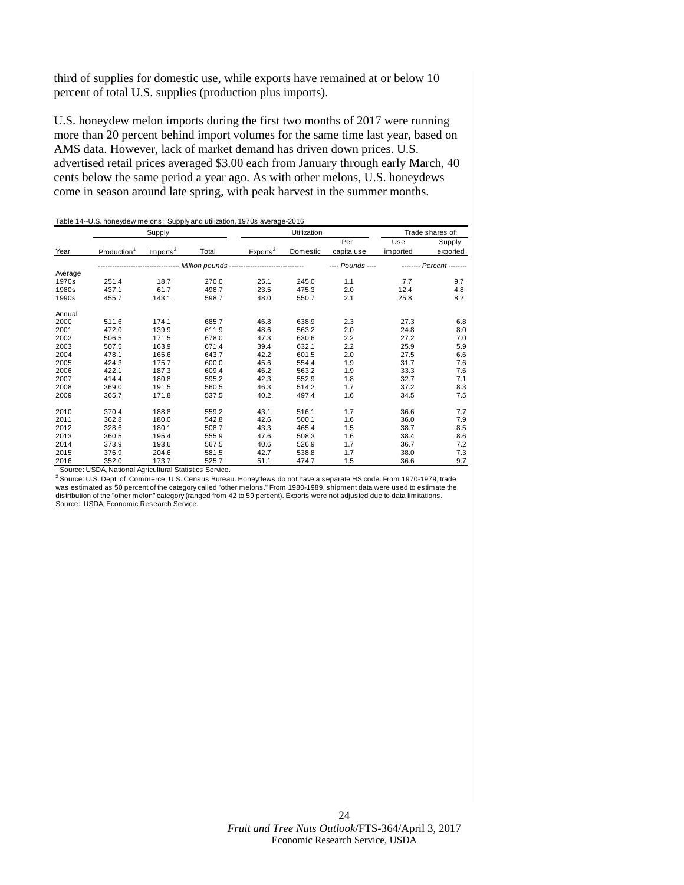third of supplies for domestic use, while exports have remained at or below 10 percent of total U.S. supplies (production plus imports).

U.S. honeydew melon imports during the first two months of 2017 were running more than 20 percent behind import volumes for the same time last year, based on AMS data. However, lack of market demand has driven down prices. U.S. advertised retail prices averaged $3.00 each from January through early March, 40 cents below the same period a year ago. As with other melons, U.S. honeydews come in season around late spring, with peak harvest in the summer months.

Table 14--U.S. honeydew melons: Supply and utilization, 1970s average-2016

| | Supply | | | Utilization | | | Trade shares of: | |
|---|---|---|---|---|---|---|---|---|
| Year | Production[1] | Imports[2] | Total | Exports[2] | Domestic | Per capita use | Use imported | Supply exported |
| | Million pounds | | | | | Pounds | Percent | |
| Average | | | | | | | | |
| 1970s | 251.4 | 18.7 | 270.0 | 25.1 | 245.0 | 1.1 | 7.7 | 9.7 |
| 1980s | 437.1 | 61.7 | 498.7 | 23.5 | 475.3 | 2.0 | 12.4 | 4.8 |
| 1990s | 455.7 | 143.1 | 598.7 | 48.0 | 550.7 | 2.1 | 25.8 | 8.2 |
| Annual | | | | | | | | |
| 2000 | 511.6 | 174.1 | 685.7 | 46.8 | 638.9 | 2.3 | 27.3 | 6.8 |
| 2001 | 472.0 | 139.9 | 611.9 | 48.6 | 563.2 | 2.0 | 24.8 | 8.0 |
| 2002 | 506.5 | 171.5 | 678.0 | 47.3 | 630.6 | 2.2 | 27.2 | 7.0 |
| 2003 | 507.5 | 163.9 | 671.4 | 39.4 | 632.1 | 2.2 | 25.9 | 5.9 |
| 2004 | 478.1 | 165.6 | 643.7 | 42.2 | 601.5 | 2.0 | 27.5 | 6.6 |
| 2005 | 424.3 | 175.7 | 600.0 | 45.6 | 554.4 | 1.9 | 31.7 | 7.6 |
| 2006 | 422.1 | 187.3 | 609.4 | 46.2 | 563.2 | 1.9 | 33.3 | 7.6 |
| 2007 | 414.4 | 180.8 | 595.2 | 42.3 | 552.9 | 1.8 | 32.7 | 7.1 |
| 2008 | 369.0 | 191.5 | 560.5 | 46.3 | 514.2 | 1.7 | 37.2 | 8.3 |
| 2009 | 365.7 | 171.8 | 537.5 | 40.2 | 497.4 | 1.6 | 34.5 | 7.5 |
| 2010 | 370.4 | 188.8 | 559.2 | 43.1 | 516.1 | 1.7 | 36.6 | 7.7 |
| 2011 | 362.8 | 180.0 | 542.8 | 42.6 | 500.1 | 1.6 | 36.0 | 7.9 |
| 2012 | 328.6 | 180.1 | 508.7 | 43.3 | 465.4 | 1.5 | 38.7 | 8.5 |
| 2013 | 360.5 | 195.4 | 555.9 | 47.6 | 508.3 | 1.6 | 38.4 | 8.6 |
| 2014 | 373.9 | 193.6 | 567.5 | 40.6 | 526.9 | 1.7 | 36.7 | 7.2 |
| 2015 | 376.9 | 204.6 | 581.5 | 42.7 | 538.8 | 1.7 | 38.0 | 7.3 |
| 2016 | 352.0 | 173.7 | 525.7 | 51.1 | 474.7 | 1.5 | 36.6 | 9.7 |

[1] Source: USDA, National Agricultural Statistics Service.

[2] Source: U.S. Dept. of Commerce, U.S. Census Bureau. Honeydews do not have a separate HS code. From 1970-1979, trade was estimated as 50 percent of the category called "other melons." From 1980-1989, shipment data were used to estimate the distribution of the "other melon" category (ranged from 42 to 59 percent). Exports were not adjusted due to data limitations.

Source: USDA, Economic Research Service.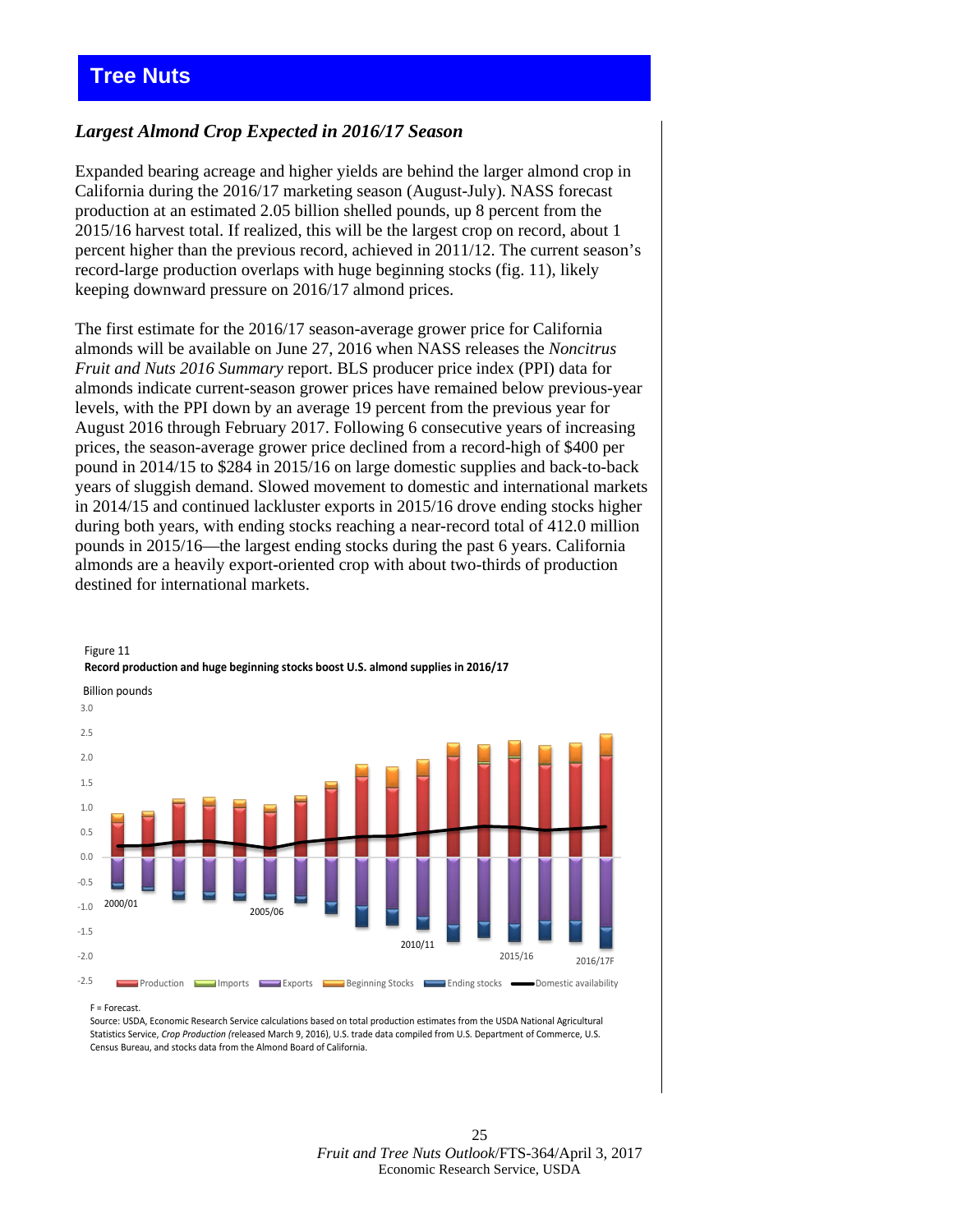# Tree Nuts

### *Largest Almond Crop Expected in 2016/17 Season*

Expanded bearing acreage and higher yields are behind the larger almond crop in California during the 2016/17 marketing season (August-July). NASS forecast production at an estimated 2.05 billion shelled pounds, up 8 percent from the 2015/16 harvest total. If realized, this will be the largest crop on record, about 1 percent higher than the previous record, achieved in 2011/12. The current season's record-large production overlaps with huge beginning stocks (fig. 11), likely keeping downward pressure on 2016/17 almond prices.

The first estimate for the 2016/17 season-average grower price for California almonds will be available on June 27, 2016 when NASS releases the *Noncitrus Fruit and Nuts 2016 Summary* report. BLS producer price index (PPI) data for almonds indicate current-season grower prices have remained below previous-year levels, with the PPI down by an average 19 percent from the previous year for August 2016 through February 2017. Following 6 consecutive years of increasing prices, the season-average grower price declined from a record-high of $400 per pound in 2014/15 to $284 in 2015/16 on large domestic supplies and back-to-back years of sluggish demand. Slowed movement to domestic and international markets in 2014/15 and continued lackluster exports in 2015/16 drove ending stocks higher during both years, with ending stocks reaching a near-record total of 412.0 million pounds in 2015/16—the largest ending stocks during the past 6 years. California almonds are a heavily export-oriented crop with about two-thirds of production destined for international markets.

Figure 11
**Record production and huge beginning stocks boost U.S. almond supplies in 2016/17**

F = Forecast.
Source: USDA, Economic Research Service calculations based on total production estimates from the USDA National Agricultural Statistics Service, *Crop Production (*released March 9, 2016), U.S. trade data compiled from U.S. Department of Commerce, U.S. Census Bureau, and stocks data from the Almond Board of California.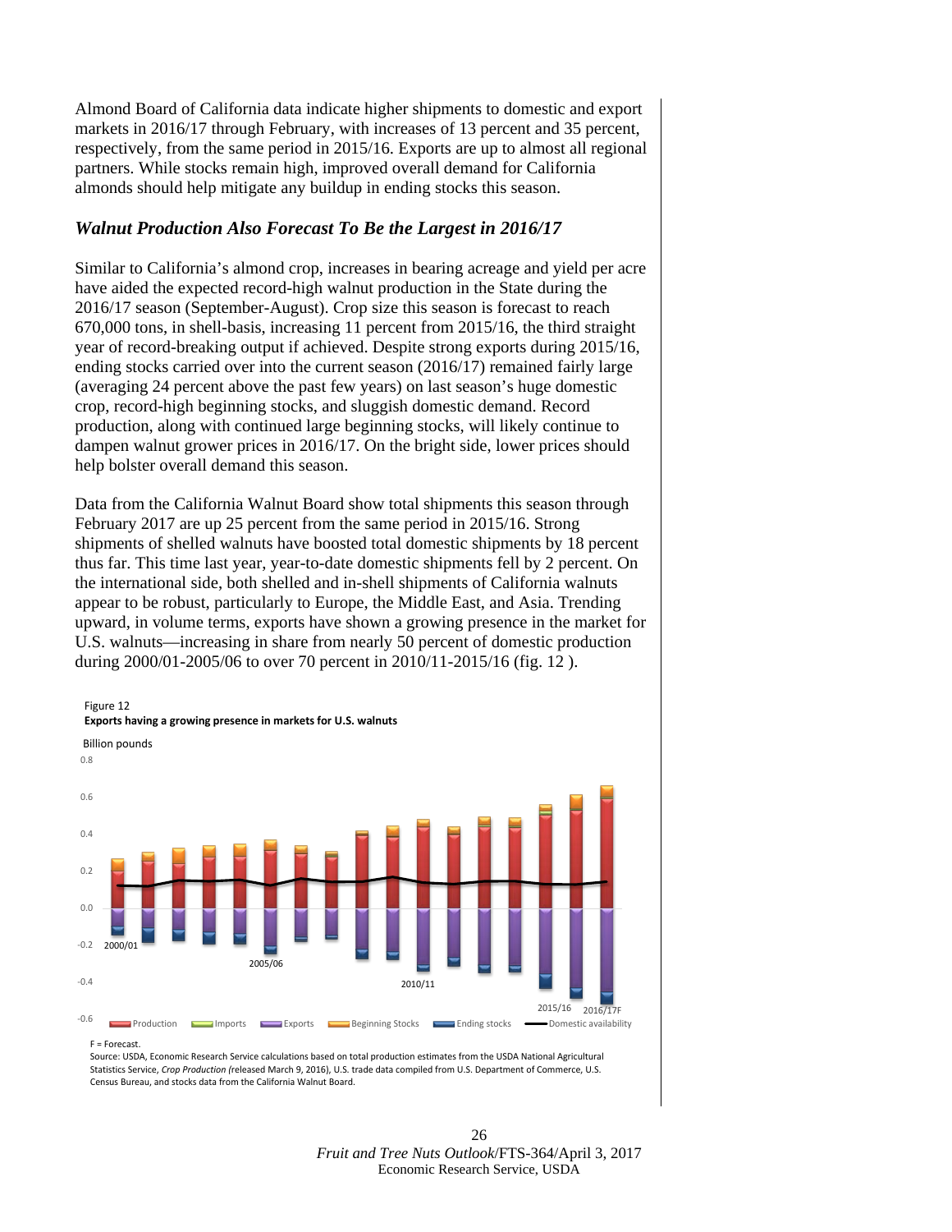Almond Board of California data indicate higher shipments to domestic and export markets in 2016/17 through February, with increases of 13 percent and 35 percent, respectively, from the same period in 2015/16. Exports are up to almost all regional partners. While stocks remain high, improved overall demand for California almonds should help mitigate any buildup in ending stocks this season.

### *Walnut Production Also Forecast To Be the Largest in 2016/17*

Similar to California's almond crop, increases in bearing acreage and yield per acre have aided the expected record-high walnut production in the State during the 2016/17 season (September-August). Crop size this season is forecast to reach 670,000 tons, in shell-basis, increasing 11 percent from 2015/16, the third straight year of record-breaking output if achieved. Despite strong exports during 2015/16, ending stocks carried over into the current season (2016/17) remained fairly large (averaging 24 percent above the past few years) on last season's huge domestic crop, record-high beginning stocks, and sluggish domestic demand. Record production, along with continued large beginning stocks, will likely continue to dampen walnut grower prices in 2016/17. On the bright side, lower prices should help bolster overall demand this season.

Data from the California Walnut Board show total shipments this season through February 2017 are up 25 percent from the same period in 2015/16. Strong shipments of shelled walnuts have boosted total domestic shipments by 18 percent thus far. This time last year, year-to-date domestic shipments fell by 2 percent. On the international side, both shelled and in-shell shipments of California walnuts appear to be robust, particularly to Europe, the Middle East, and Asia. Trending upward, in volume terms, exports have shown a growing presence in the market for U.S. walnuts—increasing in share from nearly 50 percent of domestic production during 2000/01-2005/06 to over 70 percent in 2010/11-2015/16 (fig. 12 ).

Figure 12
**Exports having a growing presence in markets for U.S. walnuts**

F = Forecast.
Source: USDA, Economic Research Service calculations based on total production estimates from the USDA National Agricultural Statistics Service, *Crop Production (*released March 9, 2016), U.S. trade data compiled from U.S. Department of Commerce, U.S. Census Bureau, and stocks data from the California Walnut Board.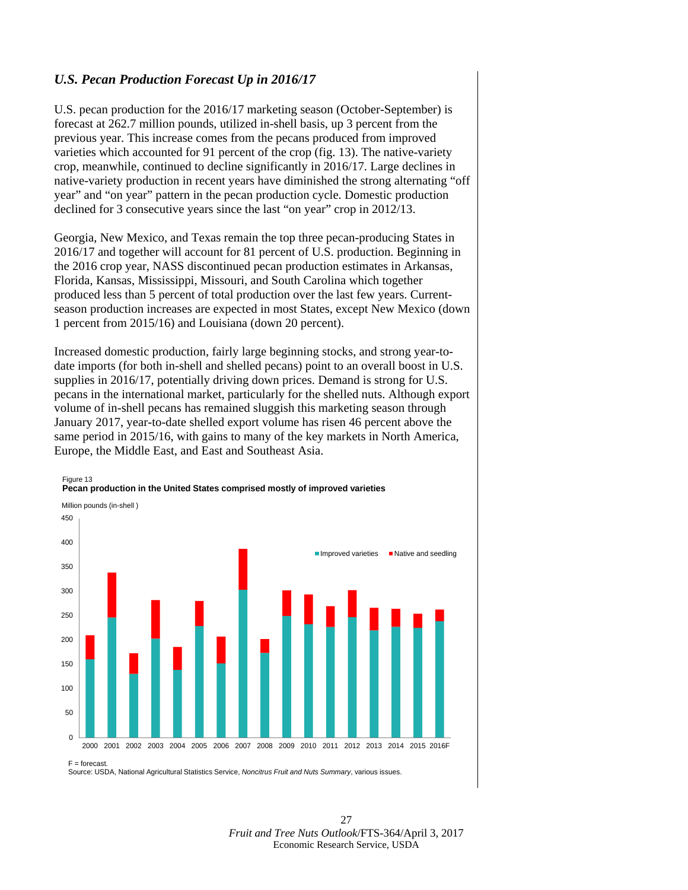### *U.S. Pecan Production Forecast Up in 2016/17*

U.S. pecan production for the 2016/17 marketing season (October-September) is forecast at 262.7 million pounds, utilized in-shell basis, up 3 percent from the previous year. This increase comes from the pecans produced from improved varieties which accounted for 91 percent of the crop (fig. 13). The native-variety crop, meanwhile, continued to decline significantly in 2016/17. Large declines in native-variety production in recent years have diminished the strong alternating "off year" and "on year" pattern in the pecan production cycle. Domestic production declined for 3 consecutive years since the last "on year" crop in 2012/13.

Georgia, New Mexico, and Texas remain the top three pecan-producing States in 2016/17 and together will account for 81 percent of U.S. production. Beginning in the 2016 crop year, NASS discontinued pecan production estimates in Arkansas, Florida, Kansas, Mississippi, Missouri, and South Carolina which together produced less than 5 percent of total production over the last few years. Current-season production increases are expected in most States, except New Mexico (down 1 percent from 2015/16) and Louisiana (down 20 percent).

Increased domestic production, fairly large beginning stocks, and strong year-to-date imports (for both in-shell and shelled pecans) point to an overall boost in U.S. supplies in 2016/17, potentially driving down prices. Demand is strong for U.S. pecans in the international market, particularly for the shelled nuts. Although export volume of in-shell pecans has remained sluggish this marketing season through January 2017, year-to-date shelled export volume has risen 46 percent above the same period in 2015/16, with gains to many of the key markets in North America, Europe, the Middle East, and East and Southeast Asia.

Figure 13
**Pecan production in the United States comprised mostly of improved varieties**

Million pounds (in-shell)

Improved varieties / Native and seedling

2000 2001 2002 2003 2004 2005 2006 2007 2008 2009 2010 2011 2012 2013 2014 2015 2016F

F = forecast.
Source: USDA, National Agricultural Statistics Service, *Noncitrus Fruit and Nuts Summary*, various issues.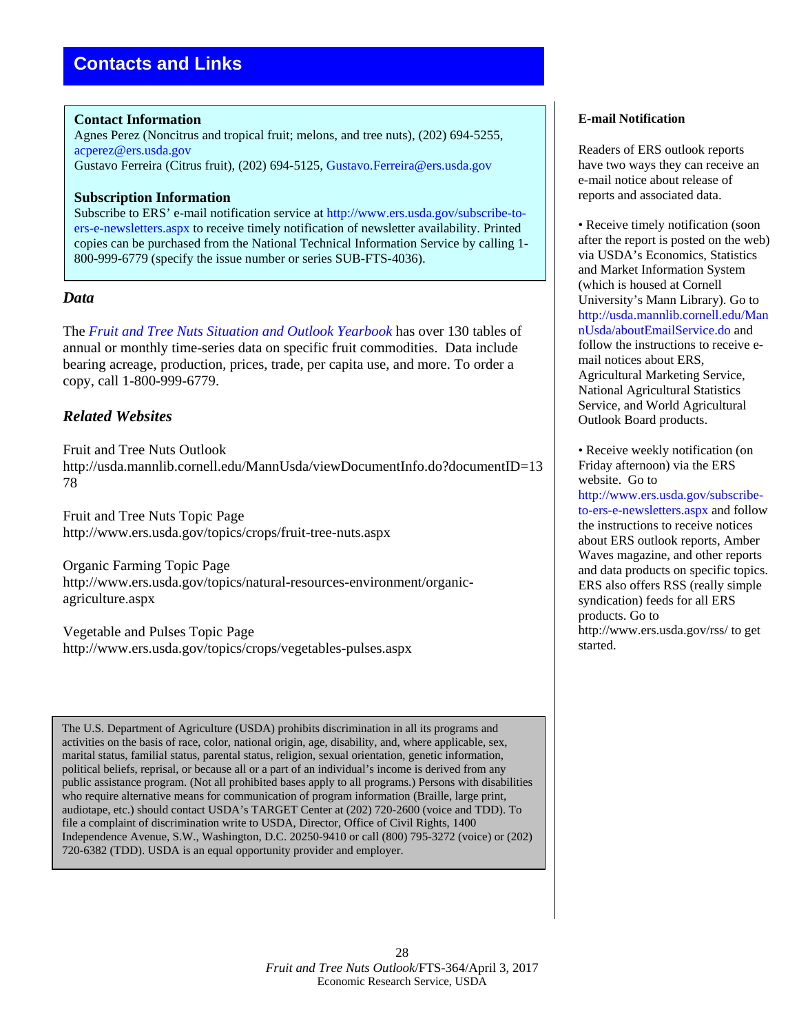# Contacts and Links

**Contact Information**

Agnes Perez (Noncitrus and tropical fruit; melons, and tree nuts), (202) 694-5255, acperez@ers.usda.gov

Gustavo Ferreira (Citrus fruit), (202) 694-5125, Gustavo.Ferreira@ers.usda.gov

**Subscription Information**

Subscribe to ERS' e-mail notification service at http://www.ers.usda.gov/subscribe-to-ers-e-newsletters.aspx to receive timely notification of newsletter availability. Printed copies can be purchased from the National Technical Information Service by calling 1-800-999-6779 (specify the issue number or series SUB-FTS-4036).

## *Data*

The *Fruit and Tree Nuts Situation and Outlook Yearbook* has over 130 tables of annual or monthly time-series data on specific fruit commodities. Data include bearing acreage, production, prices, trade, per capita use, and more. To order a copy, call 1-800-999-6779.

## *Related Websites*

Fruit and Tree Nuts Outlook
http://usda.mannlib.cornell.edu/MannUsda/viewDocumentInfo.do?documentID=1378

Fruit and Tree Nuts Topic Page
http://www.ers.usda.gov/topics/crops/fruit-tree-nuts.aspx

Organic Farming Topic Page
http://www.ers.usda.gov/topics/natural-resources-environment/organic-agriculture.aspx

Vegetable and Pulses Topic Page
http://www.ers.usda.gov/topics/crops/vegetables-pulses.aspx

The U.S. Department of Agriculture (USDA) prohibits discrimination in all its programs and activities on the basis of race, color, national origin, age, disability, and, where applicable, sex, marital status, familial status, parental status, religion, sexual orientation, genetic information, political beliefs, reprisal, or because all or a part of an individual's income is derived from any public assistance program. (Not all prohibited bases apply to all programs.) Persons with disabilities who require alternative means for communication of program information (Braille, large print, audiotape, etc.) should contact USDA's TARGET Center at (202) 720-2600 (voice and TDD). To file a complaint of discrimination write to USDA, Director, Office of Civil Rights, 1400 Independence Avenue, S.W., Washington, D.C. 20250-9410 or call (800) 795-3272 (voice) or (202) 720-6382 (TDD). USDA is an equal opportunity provider and employer.

**E-mail Notification**

Readers of ERS outlook reports have two ways they can receive an e-mail notice about release of reports and associated data.

- Receive timely notification (soon after the report is posted on the web) via USDA's Economics, Statistics and Market Information System (which is housed at Cornell University's Mann Library). Go to http://usda.mannlib.cornell.edu/MannUsda/aboutEmailService.do and follow the instructions to receive e-mail notices about ERS, Agricultural Marketing Service, National Agricultural Statistics Service, and World Agricultural Outlook Board products.

- Receive weekly notification (on Friday afternoon) via the ERS website. Go to http://www.ers.usda.gov/subscribe-to-ers-e-newsletters.aspx and follow the instructions to receive notices about ERS outlook reports, Amber Waves magazine, and other reports and data products on specific topics. ERS also offers RSS (really simple syndication) feeds for all ERS products. Go to http://www.ers.usda.gov/rss/ to get started.